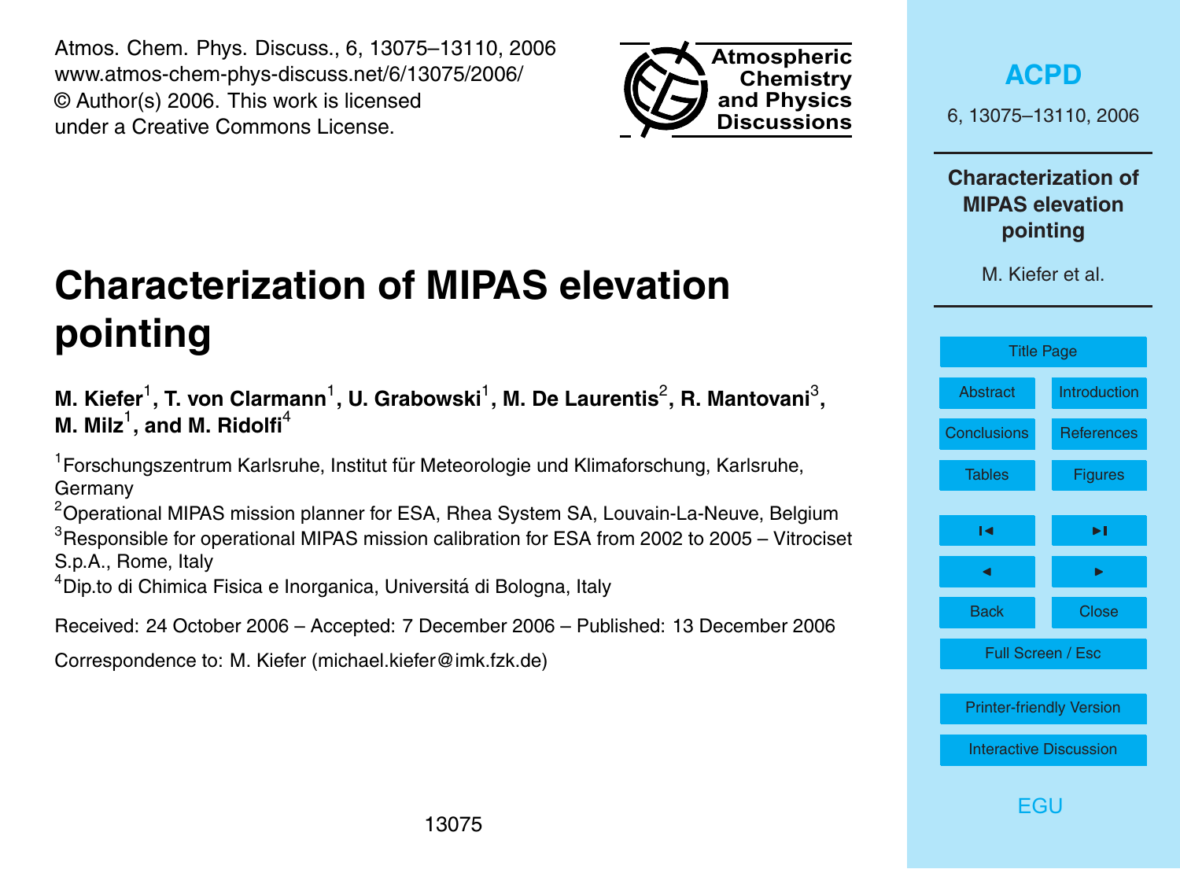Atmos. Chem. Phys. Discuss., 6, 13075–13110, 2006
www.atmos-chem-phys-discuss.net/6/13075/2006/
© Author(s) 2006. This work is licensed
under a Creative Commons License.

# Characterization of MIPAS elevation pointing

**M. Kiefer[1], T. von Clarmann[1], U. Grabowski[1], M. De Laurentis[2], R. Mantovani[3], M. Milz[1], and M. Ridolfi[4]**

[1]Forschungszentrum Karlsruhe, Institut für Meteorologie und Klimaforschung, Karlsruhe, Germany

[2]Operational MIPAS mission planner for ESA, Rhea System SA, Louvain-La-Neuve, Belgium

[3]Responsible for operational MIPAS mission calibration for ESA from 2002 to 2005 – Vitrociset S.p.A., Rome, Italy

[4]Dip.to di Chimica Fisica e Inorganica, Universitá di Bologna, Italy

Received: 24 October 2006 – Accepted: 7 December 2006 – Published: 13 December 2006

Correspondence to: M. Kiefer (michael.kiefer@imk.fzk.de)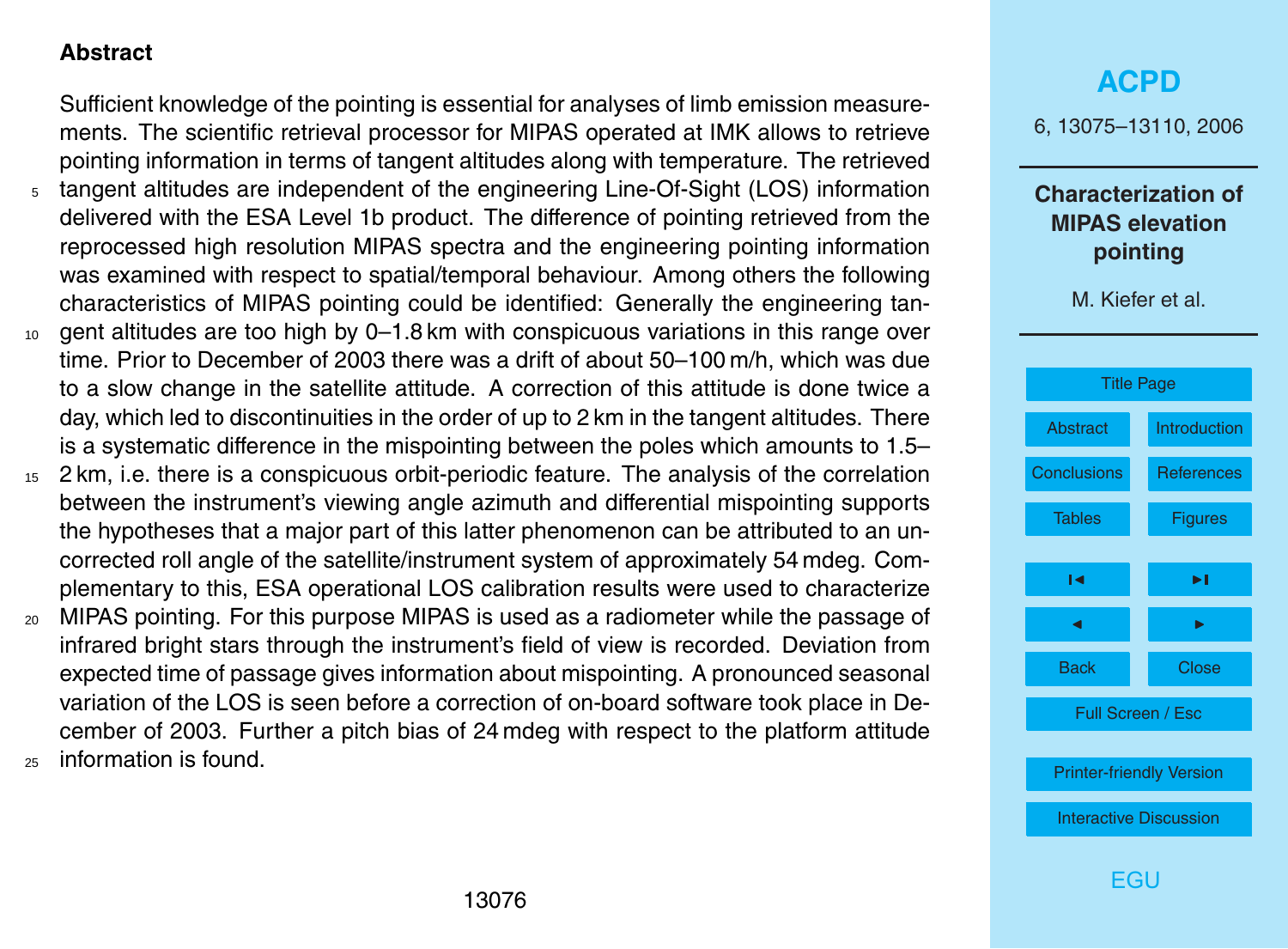## Abstract

Sufficient knowledge of the pointing is essential for analyses of limb emission measurements. The scientific retrieval processor for MIPAS operated at IMK allows to retrieve pointing information in terms of tangent altitudes along with temperature. The retrieved tangent altitudes are independent of the engineering Line-Of-Sight (LOS) information delivered with the ESA Level 1b product. The difference of pointing retrieved from the reprocessed high resolution MIPAS spectra and the engineering pointing information was examined with respect to spatial/temporal behaviour. Among others the following characteristics of MIPAS pointing could be identified: Generally the engineering tangent altitudes are too high by 0–1.8 km with conspicuous variations in this range over time. Prior to December of 2003 there was a drift of about 50–100 m/h, which was due to a slow change in the satellite attitude. A correction of this attitude is done twice a day, which led to discontinuities in the order of up to 2 km in the tangent altitudes. There is a systematic difference in the mispointing between the poles which amounts to 1.5–2 km, i.e. there is a conspicuous orbit-periodic feature. The analysis of the correlation between the instrument's viewing angle azimuth and differential mispointing supports the hypotheses that a major part of this latter phenomenon can be attributed to an uncorrected roll angle of the satellite/instrument system of approximately 54 mdeg. Complementary to this, ESA operational LOS calibration results were used to characterize MIPAS pointing. For this purpose MIPAS is used as a radiometer while the passage of infrared bright stars through the instrument's field of view is recorded. Deviation from expected time of passage gives information about mispointing. A pronounced seasonal variation of the LOS is seen before a correction of on-board software took place in December of 2003. Further a pitch bias of 24 mdeg with respect to the platform attitude information is found.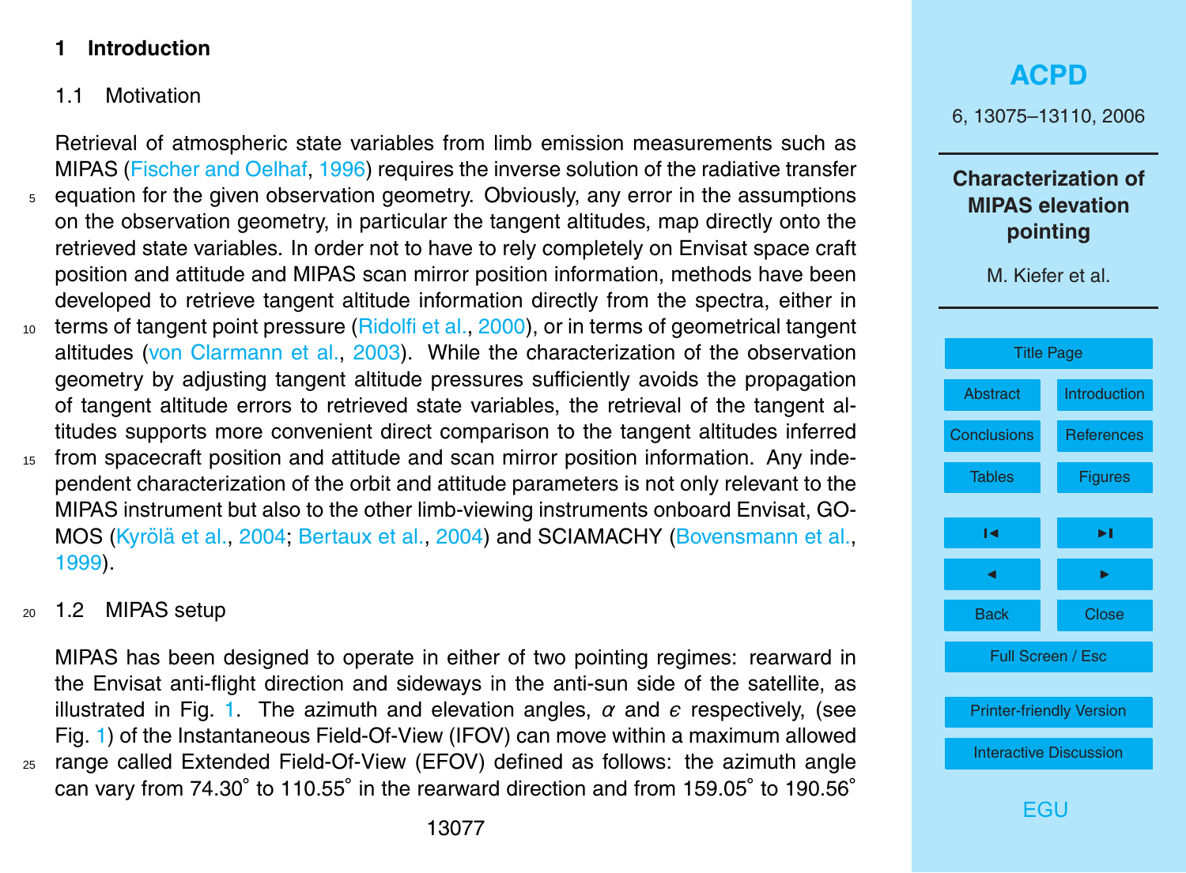## 1 Introduction

### 1.1 Motivation

Retrieval of atmospheric state variables from limb emission measurements such as MIPAS (Fischer and Oelhaf, 1996) requires the inverse solution of the radiative transfer equation for the given observation geometry. Obviously, any error in the assumptions on the observation geometry, in particular the tangent altitudes, map directly onto the retrieved state variables. In order not to have to rely completely on Envisat space craft position and attitude and MIPAS scan mirror position information, methods have been developed to retrieve tangent altitude information directly from the spectra, either in terms of tangent point pressure (Ridolfi et al., 2000), or in terms of geometrical tangent altitudes (von Clarmann et al., 2003). While the characterization of the observation geometry by adjusting tangent altitude pressures sufficiently avoids the propagation of tangent altitude errors to retrieved state variables, the retrieval of the tangent altitudes supports more convenient direct comparison to the tangent altitudes inferred from spacecraft position and attitude and scan mirror position information. Any independent characterization of the orbit and attitude parameters is not only relevant to the MIPAS instrument but also to the other limb-viewing instruments onboard Envisat, GOMOS (Kyrölä et al., 2004; Bertaux et al., 2004) and SCIAMACHY (Bovensmann et al., 1999).

### 1.2 MIPAS setup

MIPAS has been designed to operate in either of two pointing regimes: rearward in the Envisat anti-flight direction and sideways in the anti-sun side of the satellite, as illustrated in Fig. 1. The azimuth and elevation angles, $\alpha$ and $\epsilon$ respectively, (see Fig. 1) of the Instantaneous Field-Of-View (IFOV) can move within a maximum allowed range called Extended Field-Of-View (EFOV) defined as follows: the azimuth angle can vary from 74.30° to 110.55° in the rearward direction and from 159.05° to 190.56°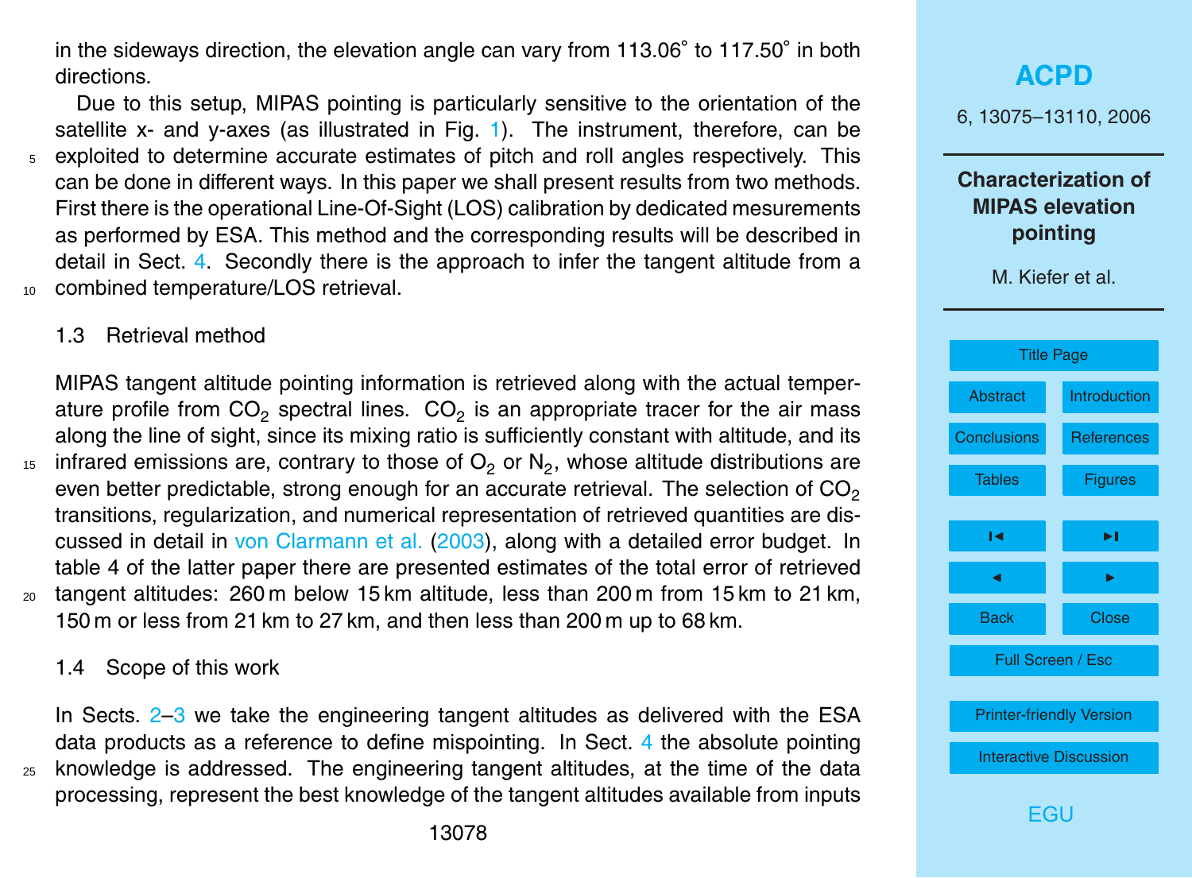in the sideways direction, the elevation angle can vary from 113.06° to 117.50° in both directions.

Due to this setup, MIPAS pointing is particularly sensitive to the orientation of the satellite x- and y-axes (as illustrated in Fig. 1). The instrument, therefore, can be exploited to determine accurate estimates of pitch and roll angles respectively. This can be done in different ways. In this paper we shall present results from two methods. First there is the operational Line-Of-Sight (LOS) calibration by dedicated mesurements as performed by ESA. This method and the corresponding results will be described in detail in Sect. 4. Secondly there is the approach to infer the tangent altitude from a combined temperature/LOS retrieval.

### 1.3 Retrieval method

MIPAS tangent altitude pointing information is retrieved along with the actual temperature profile from $CO_2$ spectral lines. $CO_2$ is an appropriate tracer for the air mass along the line of sight, since its mixing ratio is sufficiently constant with altitude, and its infrared emissions are, contrary to those of $O_2$ or $N_2$, whose altitude distributions are even better predictable, strong enough for an accurate retrieval. The selection of $CO_2$ transitions, regularization, and numerical representation of retrieved quantities are discussed in detail in von Clarmann et al. (2003), along with a detailed error budget. In table 4 of the latter paper there are presented estimates of the total error of retrieved tangent altitudes: 260 m below 15 km altitude, less than 200 m from 15 km to 21 km, 150 m or less from 21 km to 27 km, and then less than 200 m up to 68 km.

### 1.4 Scope of this work

In Sects. 2–3 we take the engineering tangent altitudes as delivered with the ESA data products as a reference to define mispointing. In Sect. 4 the absolute pointing knowledge is addressed. The engineering tangent altitudes, at the time of the data processing, represent the best knowledge of the tangent altitudes available from inputs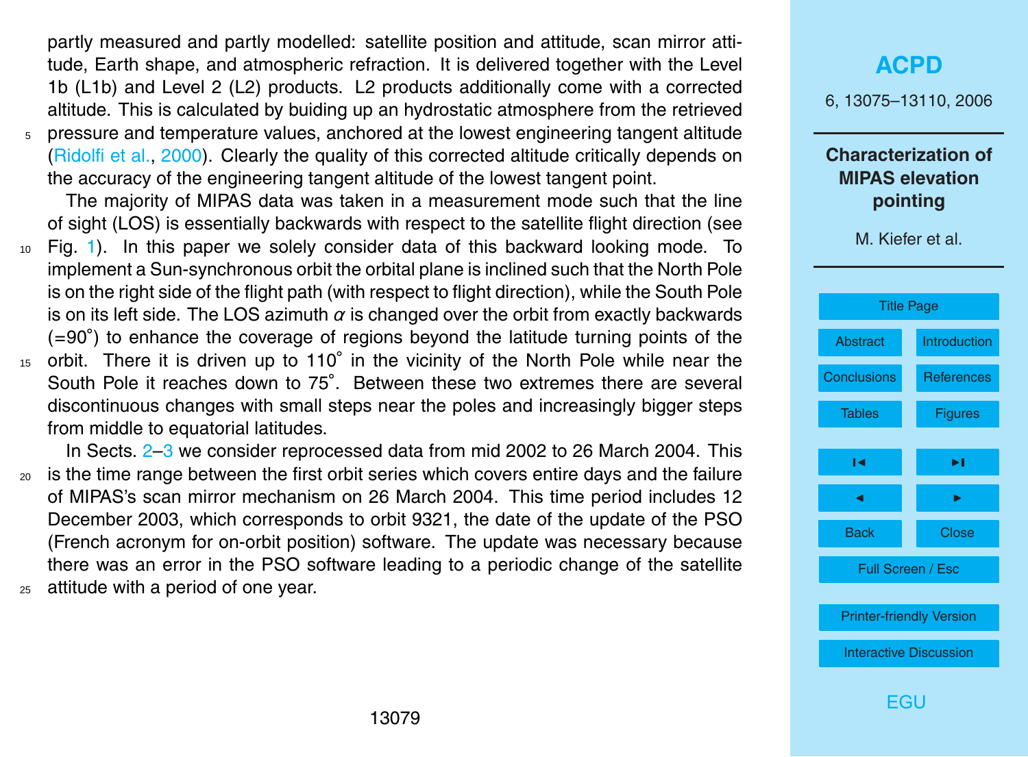partly measured and partly modelled: satellite position and attitude, scan mirror attitude, Earth shape, and atmospheric refraction. It is delivered together with the Level 1b (L1b) and Level 2 (L2) products. L2 products additionally come with a corrected altitude. This is calculated by buiding up an hydrostatic atmosphere from the retrieved pressure and temperature values, anchored at the lowest engineering tangent altitude (Ridolfi et al., 2000). Clearly the quality of this corrected altitude critically depends on the accuracy of the engineering tangent altitude of the lowest tangent point.

The majority of MIPAS data was taken in a measurement mode such that the line of sight (LOS) is essentially backwards with respect to the satellite flight direction (see Fig. 1). In this paper we solely consider data of this backward looking mode. To implement a Sun-synchronous orbit the orbital plane is inclined such that the North Pole is on the right side of the flight path (with respect to flight direction), while the South Pole is on its left side. The LOS azimuth $\alpha$ is changed over the orbit from exactly backwards (=90°) to enhance the coverage of regions beyond the latitude turning points of the orbit. There it is driven up to 110° in the vicinity of the North Pole while near the South Pole it reaches down to 75°. Between these two extremes there are several discontinuous changes with small steps near the poles and increasingly bigger steps from middle to equatorial latitudes.

In Sects. 2–3 we consider reprocessed data from mid 2002 to 26 March 2004. This is the time range between the first orbit series which covers entire days and the failure of MIPAS's scan mirror mechanism on 26 March 2004. This time period includes 12 December 2003, which corresponds to orbit 9321, the date of the update of the PSO (French acronym for on-orbit position) software. The update was necessary because there was an error in the PSO software leading to a periodic change of the satellite attitude with a period of one year.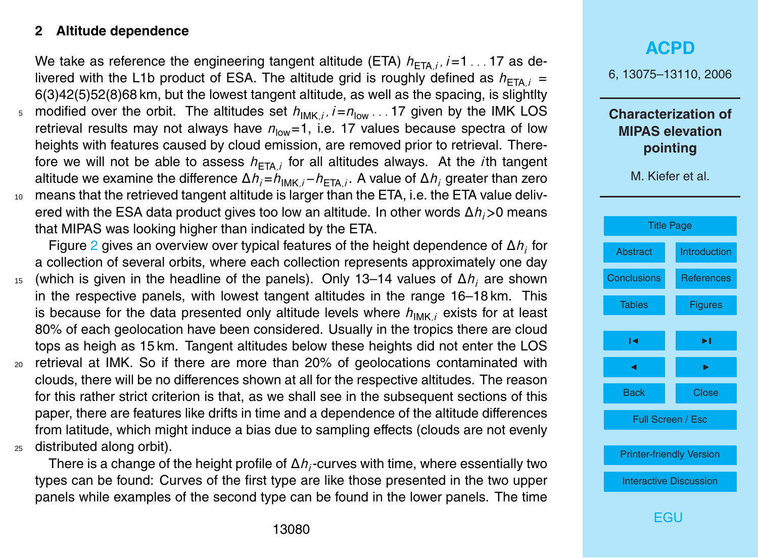## 2 Altitude dependence

We take as reference the engineering tangent altitude (ETA) $h_{\mathrm{ETA},i}$, $i$=1 ... 17 as delivered with the L1b product of ESA. The altitude grid is roughly defined as $h_{\mathrm{ETA},i}$ = 6(3)42(5)52(8)68 km, but the lowest tangent altitude, as well as the spacing, is slightlty modified over the orbit. The altitudes set $h_{\mathrm{IMK},i}$, $i=n_{\mathrm{low}}\ldots17$ given by the IMK LOS retrieval results may not always have $n_{\mathrm{low}}$=1, i.e. 17 values because spectra of low heights with features caused by cloud emission, are removed prior to retrieval. Therefore we will not be able to assess $h_{\mathrm{ETA},i}$ for all altitudes always. At the $i$th tangent altitude we examine the difference $\Delta h_i = h_{\mathrm{IMK},i} - h_{\mathrm{ETA},i}$. A value of $\Delta h_i$ greater than zero means that the retrieved tangent altitude is larger than the ETA, i.e. the ETA value delivered with the ESA data product gives too low an altitude. In other words $\Delta h_i > 0$ means that MIPAS was looking higher than indicated by the ETA.

Figure 2 gives an overview over typical features of the height dependence of $\Delta h_i$ for a collection of several orbits, where each collection represents approximately one day (which is given in the headline of the panels). Only 13–14 values of $\Delta h_i$ are shown in the respective panels, with lowest tangent altitudes in the range 16–18 km. This is because for the data presented only altitude levels where $h_{\mathrm{IMK},i}$ exists for at least 80% of each geolocation have been considered. Usually in the tropics there are cloud tops as heigh as 15 km. Tangent altitudes below these heights did not enter the LOS retrieval at IMK. So if there are more than 20% of geolocations contaminated with clouds, there will be no differences shown at all for the respective altitudes. The reason for this rather strict criterion is that, as we shall see in the subsequent sections of this paper, there are features like drifts in time and a dependence of the altitude differences from latitude, which might induce a bias due to sampling effects (clouds are not evenly distributed along orbit).

There is a change of the height profile of $\Delta h_i$-curves with time, where essentially two types can be found: Curves of the first type are like those presented in the two upper panels while examples of the second type can be found in the lower panels. The time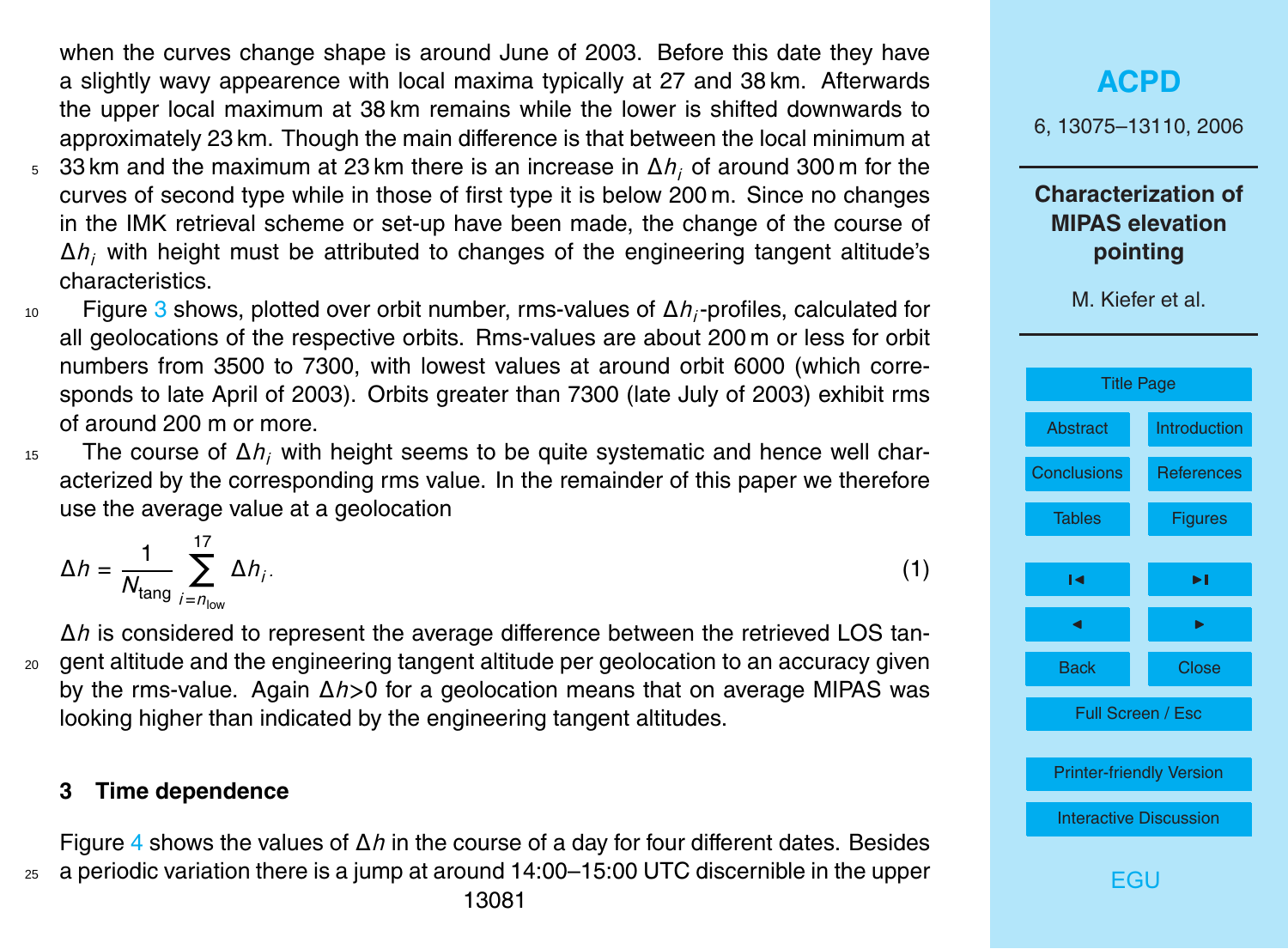when the curves change shape is around June of 2003. Before this date they have a slightly wavy appearence with local maxima typically at 27 and 38 km. Afterwards the upper local maximum at 38 km remains while the lower is shifted downwards to approximately 23 km. Though the main difference is that between the local minimum at 33 km and the maximum at 23 km there is an increase in $\Delta h_i$ of around 300 m for the curves of second type while in those of first type it is below 200 m. Since no changes in the IMK retrieval scheme or set-up have been made, the change of the course of $\Delta h_i$ with height must be attributed to changes of the engineering tangent altitude's characteristics.

Figure 3 shows, plotted over orbit number, rms-values of $\Delta h_i$-profiles, calculated for all geolocations of the respective orbits. Rms-values are about 200 m or less for orbit numbers from 3500 to 7300, with lowest values at around orbit 6000 (which corresponds to late April of 2003). Orbits greater than 7300 (late July of 2003) exhibit rms of around 200 m or more.

The course of $\Delta h_i$ with height seems to be quite systematic and hence well characterized by the corresponding rms value. In the remainder of this paper we therefore use the average value at a geolocation

$$\Delta h = \frac{1}{N_{\text{tang}}} \sum_{i=n_{\text{low}}}^{17} \Delta h_i. \tag{1}$$

$\Delta h$ is considered to represent the average difference between the retrieved LOS tangent altitude and the engineering tangent altitude per geolocation to an accuracy given by the rms-value. Again $\Delta h>0$ for a geolocation means that on average MIPAS was looking higher than indicated by the engineering tangent altitudes.

## 3 Time dependence

Figure 4 shows the values of $\Delta h$ in the course of a day for four different dates. Besides a periodic variation there is a jump at around 14:00–15:00 UTC discernible in the upper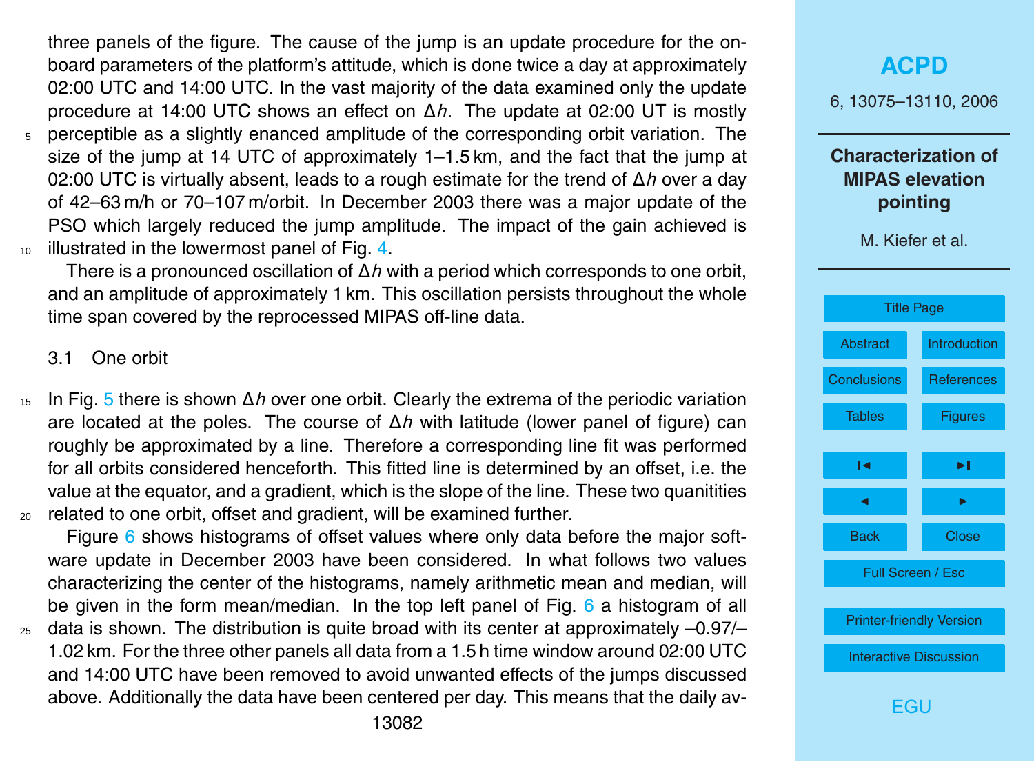three panels of the figure. The cause of the jump is an update procedure for the on-board parameters of the platform's attitude, which is done twice a day at approximately 02:00 UTC and 14:00 UTC. In the vast majority of the data examined only the update procedure at 14:00 UTC shows an effect on $\Delta h$. The update at 02:00 UT is mostly perceptible as a slightly enanced amplitude of the corresponding orbit variation. The size of the jump at 14 UTC of approximately 1–1.5 km, and the fact that the jump at 02:00 UTC is virtually absent, leads to a rough estimate for the trend of $\Delta h$ over a day of 42–63 m/h or 70–107 m/orbit. In December 2003 there was a major update of the PSO which largely reduced the jump amplitude. The impact of the gain achieved is illustrated in the lowermost panel of Fig. 4.

There is a pronounced oscillation of $\Delta h$ with a period which corresponds to one orbit, and an amplitude of approximately 1 km. This oscillation persists throughout the whole time span covered by the reprocessed MIPAS off-line data.

### 3.1 One orbit

In Fig. 5 there is shown $\Delta h$ over one orbit. Clearly the extrema of the periodic variation are located at the poles. The course of $\Delta h$ with latitude (lower panel of figure) can roughly be approximated by a line. Therefore a corresponding line fit was performed for all orbits considered henceforth. This fitted line is determined by an offset, i.e. the value at the equator, and a gradient, which is the slope of the line. These two quanitities related to one orbit, offset and gradient, will be examined further.

Figure 6 shows histograms of offset values where only data before the major software update in December 2003 have been considered. In what follows two values characterizing the center of the histograms, namely arithmetic mean and median, will be given in the form mean/median. In the top left panel of Fig. 6 a histogram of all data is shown. The distribution is quite broad with its center at approximately –0.97/–1.02 km. For the three other panels all data from a 1.5 h time window around 02:00 UTC and 14:00 UTC have been removed to avoid unwanted effects of the jumps discussed above. Additionally the data have been centered per day. This means that the daily av-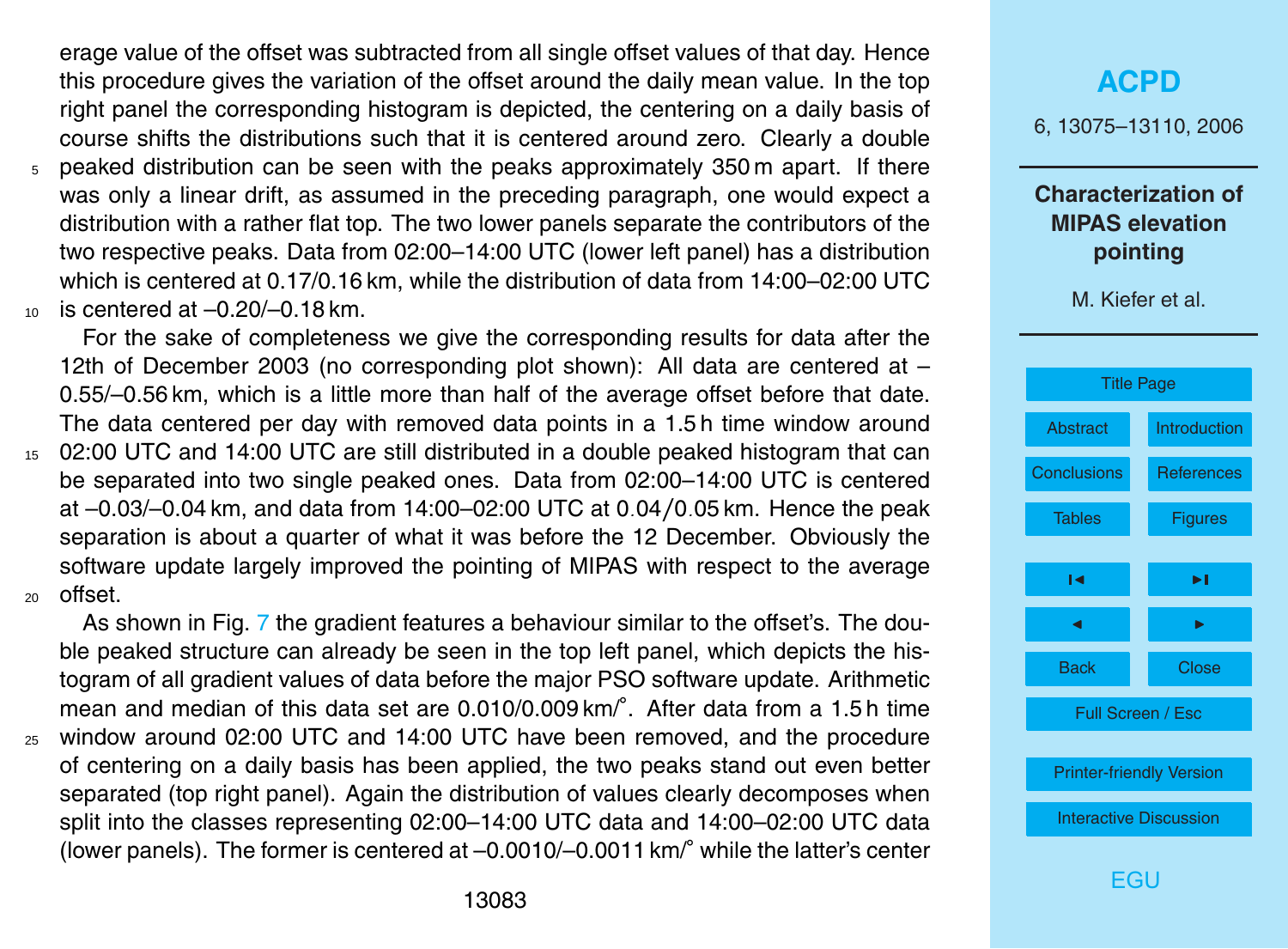erage value of the offset was subtracted from all single offset values of that day. Hence this procedure gives the variation of the offset around the daily mean value. In the top right panel the corresponding histogram is depicted, the centering on a daily basis of course shifts the distributions such that it is centered around zero. Clearly a double peaked distribution can be seen with the peaks approximately 350 m apart. If there was only a linear drift, as assumed in the preceding paragraph, one would expect a distribution with a rather flat top. The two lower panels separate the contributors of the two respective peaks. Data from 02:00–14:00 UTC (lower left panel) has a distribution which is centered at 0.17/0.16 km, while the distribution of data from 14:00–02:00 UTC is centered at –0.20/–0.18 km.

For the sake of completeness we give the corresponding results for data after the 12th of December 2003 (no corresponding plot shown): All data are centered at –0.55/–0.56 km, which is a little more than half of the average offset before that date. The data centered per day with removed data points in a 1.5 h time window around 02:00 UTC and 14:00 UTC are still distributed in a double peaked histogram that can be separated into two single peaked ones. Data from 02:00–14:00 UTC is centered at –0.03/–0.04 km, and data from 14:00–02:00 UTC at 0.04/0.05 km. Hence the peak separation is about a quarter of what it was before the 12 December. Obviously the software update largely improved the pointing of MIPAS with respect to the average offset.

As shown in Fig. 7 the gradient features a behaviour similar to the offset's. The double peaked structure can already be seen in the top left panel, which depicts the histogram of all gradient values of data before the major PSO software update. Arithmetic mean and median of this data set are 0.010/0.009 km/°. After data from a 1.5 h time window around 02:00 UTC and 14:00 UTC have been removed, and the procedure of centering on a daily basis has been applied, the two peaks stand out even better separated (top right panel). Again the distribution of values clearly decomposes when split into the classes representing 02:00–14:00 UTC data and 14:00–02:00 UTC data (lower panels). The former is centered at –0.0010/–0.0011 km/° while the latter's center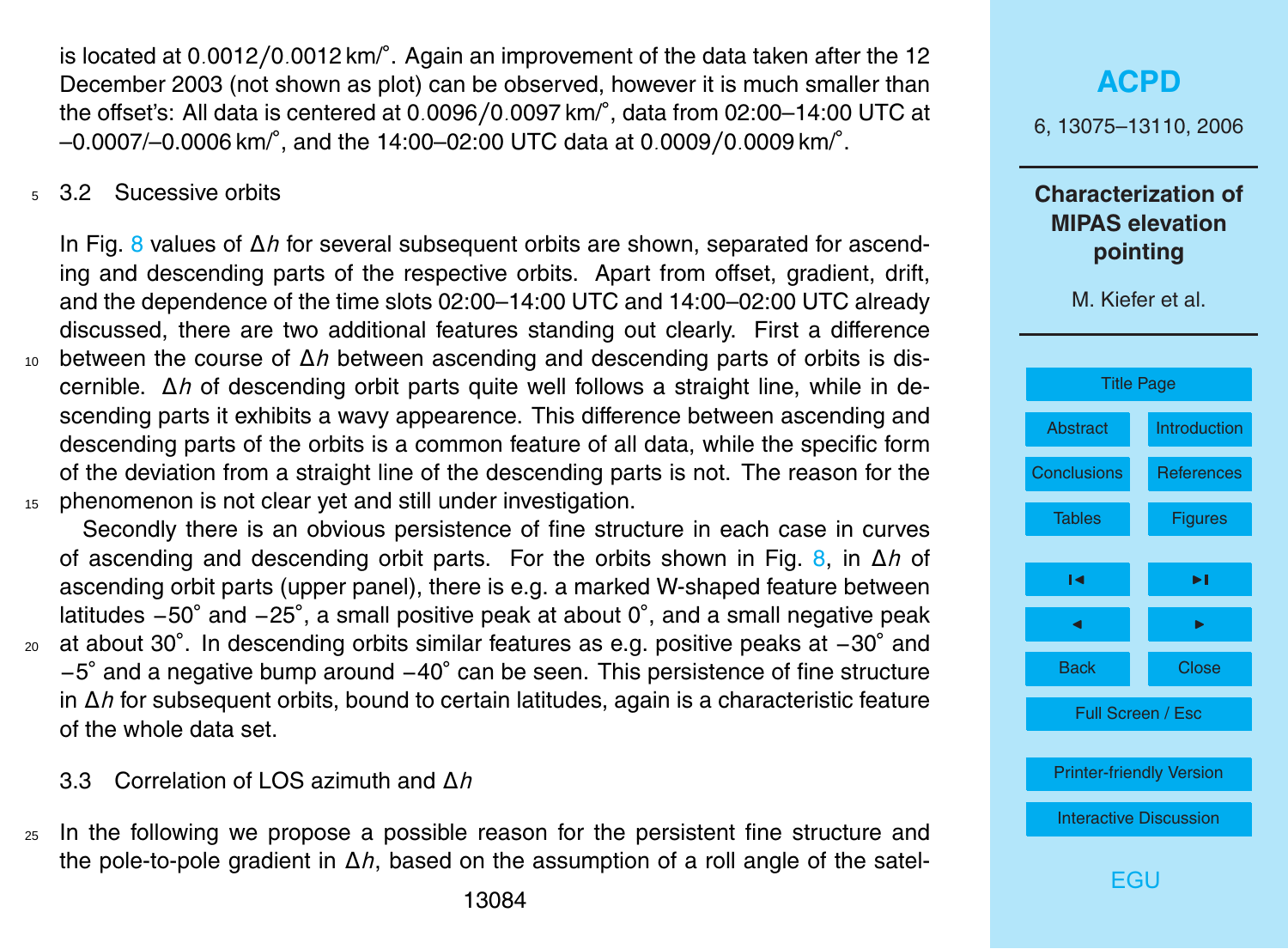is located at 0.0012/0.0012 km/°. Again an improvement of the data taken after the 12 December 2003 (not shown as plot) can be observed, however it is much smaller than the offset's: All data is centered at 0.0096/0.0097 km/°, data from 02:00–14:00 UTC at –0.0007/–0.0006 km/°, and the 14:00–02:00 UTC data at 0.0009/0.0009 km/°.

### 3.2 Sucessive orbits

In Fig. 8 values of $\Delta h$ for several subsequent orbits are shown, separated for ascending and descending parts of the respective orbits. Apart from offset, gradient, drift, and the dependence of the time slots 02:00–14:00 UTC and 14:00–02:00 UTC already discussed, there are two additional features standing out clearly. First a difference between the course of $\Delta h$ between ascending and descending parts of orbits is discernible. $\Delta h$ of descending orbit parts quite well follows a straight line, while in descending parts it exhibits a wavy appearence. This difference between ascending and descending parts of the orbits is a common feature of all data, while the specific form of the deviation from a straight line of the descending parts is not. The reason for the phenomenon is not clear yet and still under investigation.

Secondly there is an obvious persistence of fine structure in each case in curves of ascending and descending orbit parts. For the orbits shown in Fig. 8, in $\Delta h$ of ascending orbit parts (upper panel), there is e.g. a marked W-shaped feature between latitudes −50° and −25°, a small positive peak at about 0°, and a small negative peak at about 30°. In descending orbits similar features as e.g. positive peaks at −30° and −5° and a negative bump around −40° can be seen. This persistence of fine structure in $\Delta h$ for subsequent orbits, bound to certain latitudes, again is a characteristic feature of the whole data set.

### 3.3 Correlation of LOS azimuth and $\Delta h$

In the following we propose a possible reason for the persistent fine structure and the pole-to-pole gradient in $\Delta h$, based on the assumption of a roll angle of the satel-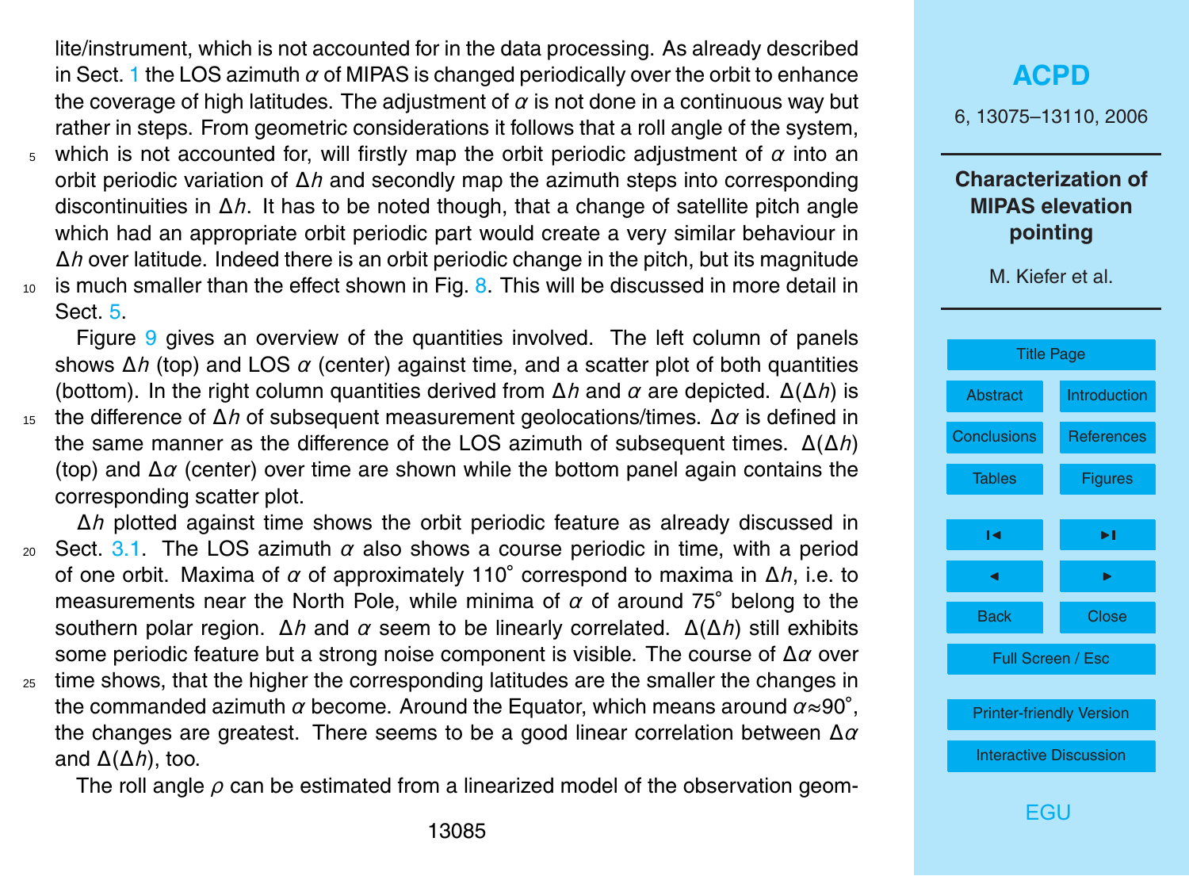lite/instrument, which is not accounted for in the data processing. As already described in Sect. 1 the LOS azimuth $\alpha$ of MIPAS is changed periodically over the orbit to enhance the coverage of high latitudes. The adjustment of $\alpha$ is not done in a continuous way but rather in steps. From geometric considerations it follows that a roll angle of the system, which is not accounted for, will firstly map the orbit periodic adjustment of $\alpha$ into an orbit periodic variation of $\Delta h$ and secondly map the azimuth steps into corresponding discontinuities in $\Delta h$. It has to be noted though, that a change of satellite pitch angle which had an appropriate orbit periodic part would create a very similar behaviour in $\Delta h$ over latitude. Indeed there is an orbit periodic change in the pitch, but its magnitude is much smaller than the effect shown in Fig. 8. This will be discussed in more detail in Sect. 5.

Figure 9 gives an overview of the quantities involved. The left column of panels shows $\Delta h$ (top) and LOS $\alpha$ (center) against time, and a scatter plot of both quantities (bottom). In the right column quantities derived from $\Delta h$ and $\alpha$ are depicted. $\Delta(\Delta h)$ is the difference of $\Delta h$ of subsequent measurement geolocations/times. $\Delta\alpha$ is defined in the same manner as the difference of the LOS azimuth of subsequent times. $\Delta(\Delta h)$ (top) and $\Delta\alpha$ (center) over time are shown while the bottom panel again contains the corresponding scatter plot.

$\Delta h$ plotted against time shows the orbit periodic feature as already discussed in Sect. 3.1. The LOS azimuth $\alpha$ also shows a course periodic in time, with a period of one orbit. Maxima of $\alpha$ of approximately 110° correspond to maxima in $\Delta h$, i.e. to measurements near the North Pole, while minima of $\alpha$ of around 75° belong to the southern polar region. $\Delta h$ and $\alpha$ seem to be linearly correlated. $\Delta(\Delta h)$ still exhibits some periodic feature but a strong noise component is visible. The course of $\Delta\alpha$ over time shows, that the higher the corresponding latitudes are the smaller the changes in the commanded azimuth $\alpha$ become. Around the Equator, which means around $\alpha \approx 90°$, the changes are greatest. There seems to be a good linear correlation between $\Delta\alpha$ and $\Delta(\Delta h)$, too.

The roll angle $\rho$ can be estimated from a linearized model of the observation geom-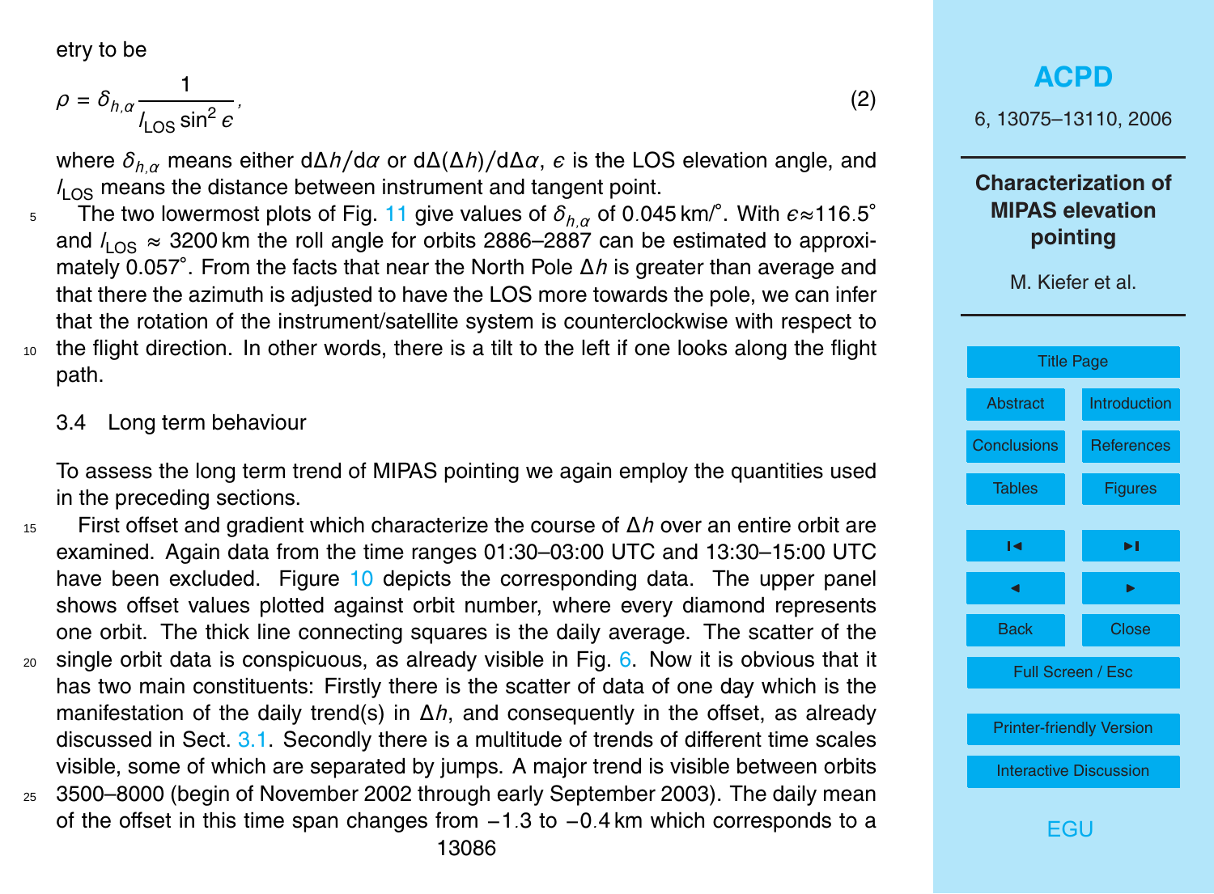etry to be

$$\rho = \delta_{h,\alpha} \frac{1}{l_{\mathrm{LOS}} \sin^2 \epsilon}, \tag{2}$$

where $\delta_{h,\alpha}$ means either $\mathrm{d}\Delta h/\mathrm{d}\alpha$ or $\mathrm{d}\Delta(\Delta h)/\mathrm{d}\Delta\alpha$, $\epsilon$ is the LOS elevation angle, and $l_{\mathrm{LOS}}$ means the distance between instrument and tangent point.

The two lowermost plots of Fig. 11 give values of $\delta_{h,\alpha}$ of 0.045 km/°. With $\epsilon \approx 116.5°$ and $l_{\mathrm{LOS}} \approx 3200$ km the roll angle for orbits 2886–2887 can be estimated to approximately 0.057°. From the facts that near the North Pole $\Delta h$ is greater than average and that there the azimuth is adjusted to have the LOS more towards the pole, we can infer that the rotation of the instrument/satellite system is counterclockwise with respect to the flight direction. In other words, there is a tilt to the left if one looks along the flight path.

### 3.4 Long term behaviour

To assess the long term trend of MIPAS pointing we again employ the quantities used in the preceding sections.

First offset and gradient which characterize the course of $\Delta h$ over an entire orbit are examined. Again data from the time ranges 01:30–03:00 UTC and 13:30–15:00 UTC have been excluded. Figure 10 depicts the corresponding data. The upper panel shows offset values plotted against orbit number, where every diamond represents one orbit. The thick line connecting squares is the daily average. The scatter of the single orbit data is conspicuous, as already visible in Fig. 6. Now it is obvious that it has two main constituents: Firstly there is the scatter of data of one day which is the manifestation of the daily trend(s) in $\Delta h$, and consequently in the offset, as already discussed in Sect. 3.1. Secondly there is a multitude of trends of different time scales visible, some of which are separated by jumps. A major trend is visible between orbits 3500–8000 (begin of November 2002 through early September 2003). The daily mean of the offset in this time span changes from −1.3 to −0.4 km which corresponds to a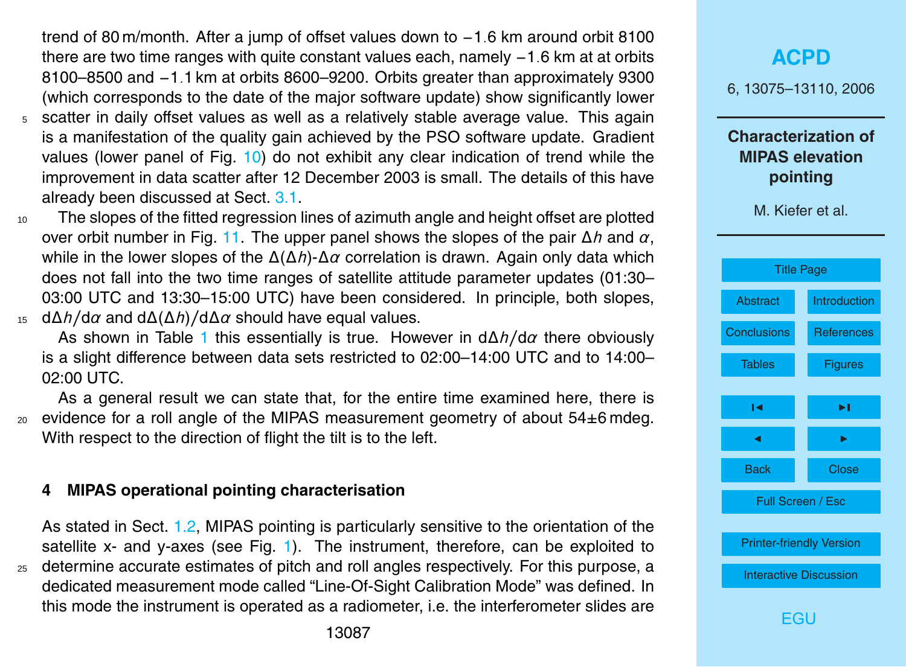trend of 80 m/month. After a jump of offset values down to −1.6 km around orbit 8100 there are two time ranges with quite constant values each, namely −1.6 km at at orbits 8100–8500 and −1.1 km at orbits 8600–9200. Orbits greater than approximately 9300 (which corresponds to the date of the major software update) show significantly lower scatter in daily offset values as well as a relatively stable average value. This again is a manifestation of the quality gain achieved by the PSO software update. Gradient values (lower panel of Fig. 10) do not exhibit any clear indication of trend while the improvement in data scatter after 12 December 2003 is small. The details of this have already been discussed at Sect. 3.1.

The slopes of the fitted regression lines of azimuth angle and height offset are plotted over orbit number in Fig. 11. The upper panel shows the slopes of the pair $\Delta h$ and $\alpha$, while in the lower slopes of the $\Delta(\Delta h)$-$\Delta\alpha$ correlation is drawn. Again only data which does not fall into the two time ranges of satellite attitude parameter updates (01:30–03:00 UTC and 13:30–15:00 UTC) have been considered. In principle, both slopes, $\mathrm{d}\Delta h/\mathrm{d}\alpha$ and $\mathrm{d}\Delta(\Delta h)/\mathrm{d}\Delta\alpha$ should have equal values.

As shown in Table 1 this essentially is true. However in $\mathrm{d}\Delta h/\mathrm{d}\alpha$ there obviously is a slight difference between data sets restricted to 02:00–14:00 UTC and to 14:00–02:00 UTC.

As a general result we can state that, for the entire time examined here, there is evidence for a roll angle of the MIPAS measurement geometry of about 54±6 mdeg. With respect to the direction of flight the tilt is to the left.

## 4 MIPAS operational pointing characterisation

As stated in Sect. 1.2, MIPAS pointing is particularly sensitive to the orientation of the satellite x- and y-axes (see Fig. 1). The instrument, therefore, can be exploited to determine accurate estimates of pitch and roll angles respectively. For this purpose, a dedicated measurement mode called "Line-Of-Sight Calibration Mode" was defined. In this mode the instrument is operated as a radiometer, i.e. the interferometer slides are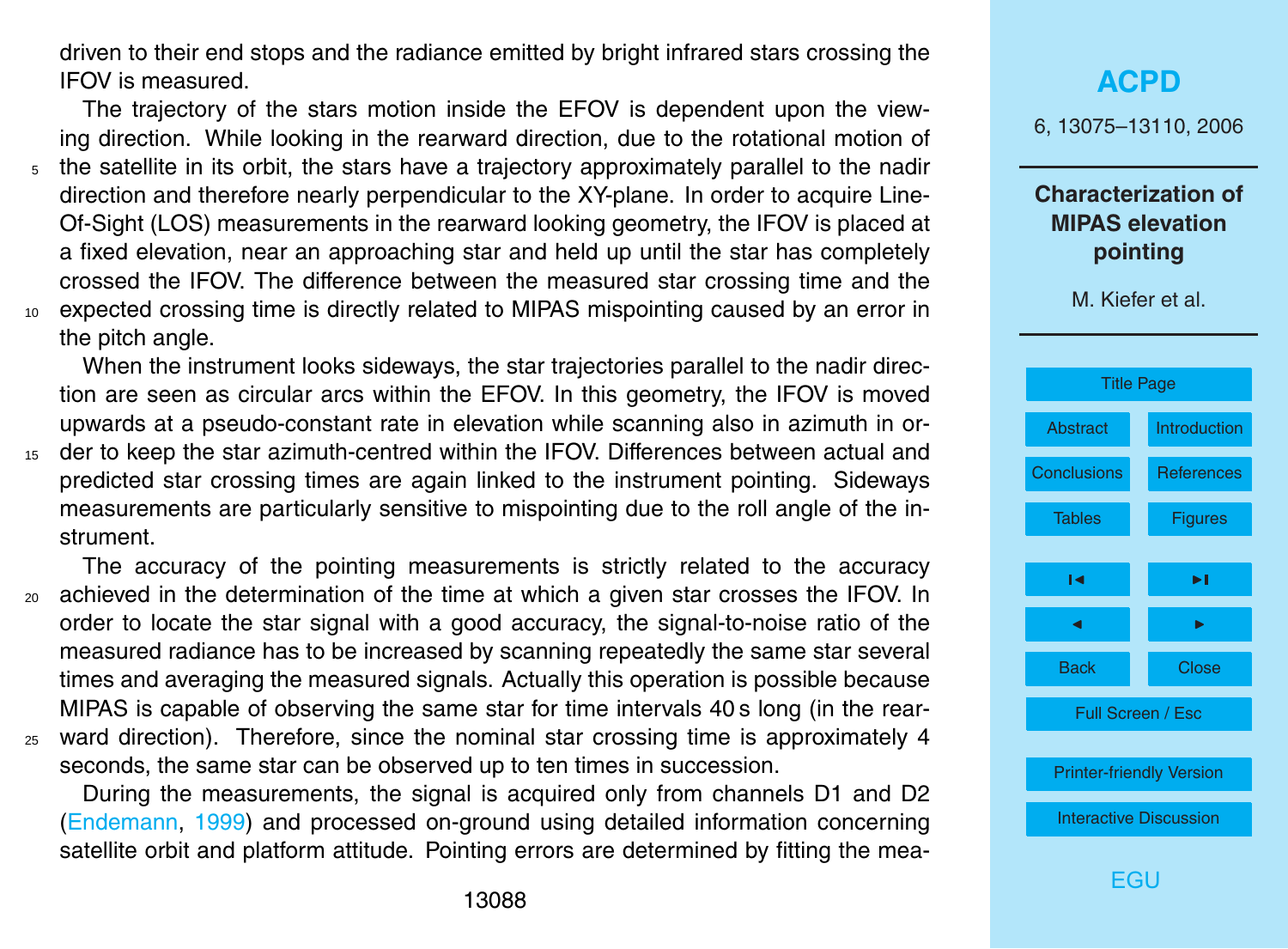driven to their end stops and the radiance emitted by bright infrared stars crossing the IFOV is measured.

The trajectory of the stars motion inside the EFOV is dependent upon the viewing direction. While looking in the rearward direction, due to the rotational motion of the satellite in its orbit, the stars have a trajectory approximately parallel to the nadir direction and therefore nearly perpendicular to the XY-plane. In order to acquire Line-Of-Sight (LOS) measurements in the rearward looking geometry, the IFOV is placed at a fixed elevation, near an approaching star and held up until the star has completely crossed the IFOV. The difference between the measured star crossing time and the expected crossing time is directly related to MIPAS mispointing caused by an error in the pitch angle.

When the instrument looks sideways, the star trajectories parallel to the nadir direction are seen as circular arcs within the EFOV. In this geometry, the IFOV is moved upwards at a pseudo-constant rate in elevation while scanning also in azimuth in order to keep the star azimuth-centred within the IFOV. Differences between actual and predicted star crossing times are again linked to the instrument pointing. Sideways measurements are particularly sensitive to mispointing due to the roll angle of the instrument.

The accuracy of the pointing measurements is strictly related to the accuracy achieved in the determination of the time at which a given star crosses the IFOV. In order to locate the star signal with a good accuracy, the signal-to-noise ratio of the measured radiance has to be increased by scanning repeatedly the same star several times and averaging the measured signals. Actually this operation is possible because MIPAS is capable of observing the same star for time intervals 40 s long (in the rearward direction). Therefore, since the nominal star crossing time is approximately 4 seconds, the same star can be observed up to ten times in succession.

During the measurements, the signal is acquired only from channels D1 and D2 (Endemann, 1999) and processed on-ground using detailed information concerning satellite orbit and platform attitude. Pointing errors are determined by fitting the mea-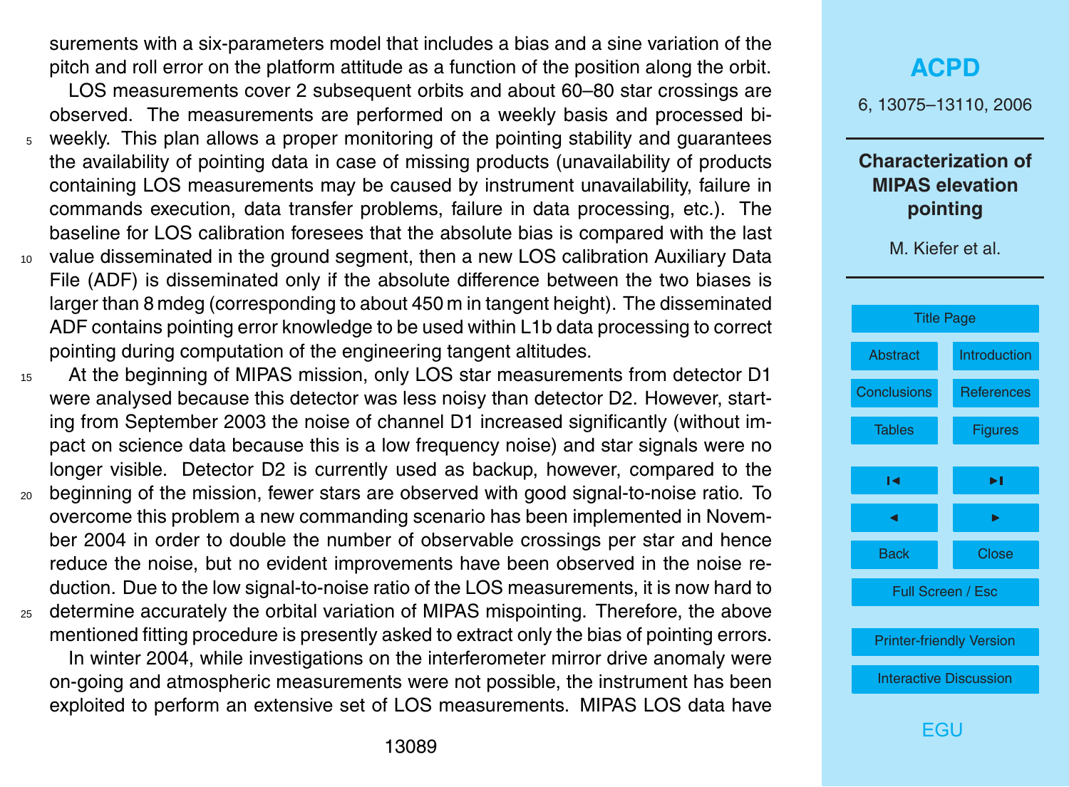surements with a six-parameters model that includes a bias and a sine variation of the pitch and roll error on the platform attitude as a function of the position along the orbit.

LOS measurements cover 2 subsequent orbits and about 60–80 star crossings are observed. The measurements are performed on a weekly basis and processed bi-weekly. This plan allows a proper monitoring of the pointing stability and guarantees the availability of pointing data in case of missing products (unavailability of products containing LOS measurements may be caused by instrument unavailability, failure in commands execution, data transfer problems, failure in data processing, etc.). The baseline for LOS calibration foresees that the absolute bias is compared with the last value disseminated in the ground segment, then a new LOS calibration Auxiliary Data File (ADF) is disseminated only if the absolute difference between the two biases is larger than 8 mdeg (corresponding to about 450 m in tangent height). The disseminated ADF contains pointing error knowledge to be used within L1b data processing to correct pointing during computation of the engineering tangent altitudes.

At the beginning of MIPAS mission, only LOS star measurements from detector D1 were analysed because this detector was less noisy than detector D2. However, starting from September 2003 the noise of channel D1 increased significantly (without impact on science data because this is a low frequency noise) and star signals were no longer visible. Detector D2 is currently used as backup, however, compared to the beginning of the mission, fewer stars are observed with good signal-to-noise ratio. To overcome this problem a new commanding scenario has been implemented in November 2004 in order to double the number of observable crossings per star and hence reduce the noise, but no evident improvements have been observed in the noise reduction. Due to the low signal-to-noise ratio of the LOS measurements, it is now hard to determine accurately the orbital variation of MIPAS mispointing. Therefore, the above mentioned fitting procedure is presently asked to extract only the bias of pointing errors.

In winter 2004, while investigations on the interferometer mirror drive anomaly were on-going and atmospheric measurements were not possible, the instrument has been exploited to perform an extensive set of LOS measurements. MIPAS LOS data have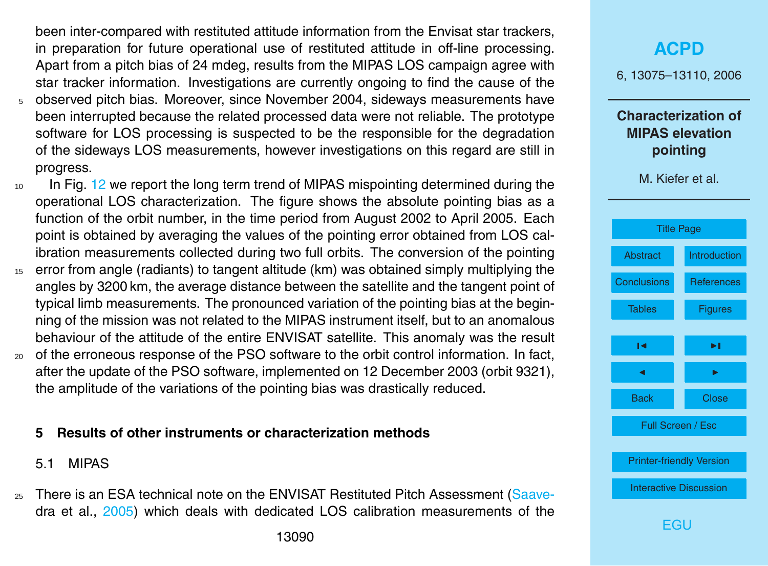been inter-compared with restituted attitude information from the Envisat star trackers, in preparation for future operational use of restituted attitude in off-line processing. Apart from a pitch bias of 24 mdeg, results from the MIPAS LOS campaign agree with star tracker information. Investigations are currently ongoing to find the cause of the observed pitch bias. Moreover, since November 2004, sideways measurements have been interrupted because the related processed data were not reliable. The prototype software for LOS processing is suspected to be the responsible for the degradation of the sideways LOS measurements, however investigations on this regard are still in progress.

In Fig. 12 we report the long term trend of MIPAS mispointing determined during the operational LOS characterization. The figure shows the absolute pointing bias as a function of the orbit number, in the time period from August 2002 to April 2005. Each point is obtained by averaging the values of the pointing error obtained from LOS calibration measurements collected during two full orbits. The conversion of the pointing error from angle (radiants) to tangent altitude (km) was obtained simply multiplying the angles by 3200 km, the average distance between the satellite and the tangent point of typical limb measurements. The pronounced variation of the pointing bias at the beginning of the mission was not related to the MIPAS instrument itself, but to an anomalous behaviour of the attitude of the entire ENVISAT satellite. This anomaly was the result of the erroneous response of the PSO software to the orbit control information. In fact, after the update of the PSO software, implemented on 12 December 2003 (orbit 9321), the amplitude of the variations of the pointing bias was drastically reduced.

## 5 Results of other instruments or characterization methods

### 5.1 MIPAS

There is an ESA technical note on the ENVISAT Restituted Pitch Assessment (Saavedra et al., 2005) which deals with dedicated LOS calibration measurements of the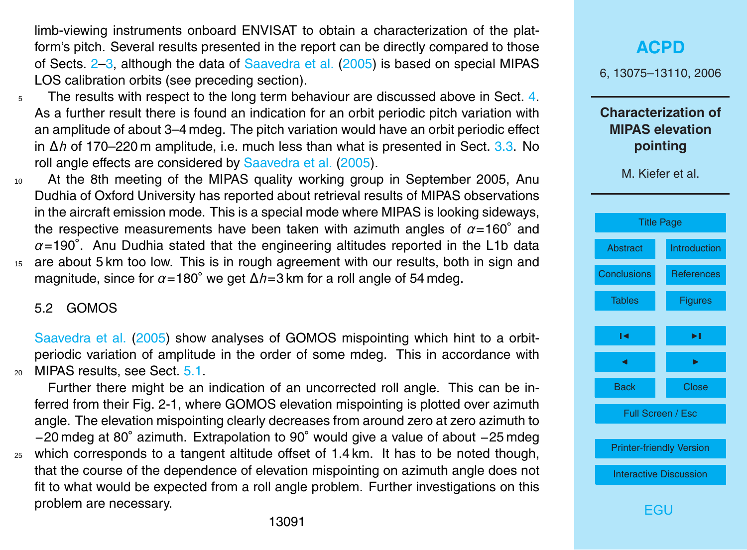limb-viewing instruments onboard ENVISAT to obtain a characterization of the platform's pitch. Several results presented in the report can be directly compared to those of Sects. 2–3, although the data of Saavedra et al. (2005) is based on special MIPAS LOS calibration orbits (see preceding section).

The results with respect to the long term behaviour are discussed above in Sect. 4. As a further result there is found an indication for an orbit periodic pitch variation with an amplitude of about 3–4 mdeg. The pitch variation would have an orbit periodic effect in $\Delta h$ of 170–220 m amplitude, i.e. much less than what is presented in Sect. 3.3. No roll angle effects are considered by Saavedra et al. (2005).

At the 8th meeting of the MIPAS quality working group in September 2005, Anu Dudhia of Oxford University has reported about retrieval results of MIPAS observations in the aircraft emission mode. This is a special mode where MIPAS is looking sideways, the respective measurements have been taken with azimuth angles of $\alpha=160^\circ$ and $\alpha=190^\circ$. Anu Dudhia stated that the engineering altitudes reported in the L1b data are about 5 km too low. This is in rough agreement with our results, both in sign and magnitude, since for $\alpha=180^\circ$ we get $\Delta h=3$ km for a roll angle of 54 mdeg.

## 5.2 GOMOS

Saavedra et al. (2005) show analyses of GOMOS mispointing which hint to a orbit-periodic variation of amplitude in the order of some mdeg. This in accordance with MIPAS results, see Sect. 5.1.

Further there might be an indication of an uncorrected roll angle. This can be inferred from their Fig. 2-1, where GOMOS elevation mispointing is plotted over azimuth angle. The elevation mispointing clearly decreases from around zero at zero azimuth to −20 mdeg at 80° azimuth. Extrapolation to 90° would give a value of about −25 mdeg which corresponds to a tangent altitude offset of 1.4 km. It has to be noted though, that the course of the dependence of elevation mispointing on azimuth angle does not fit to what would be expected from a roll angle problem. Further investigations on this problem are necessary.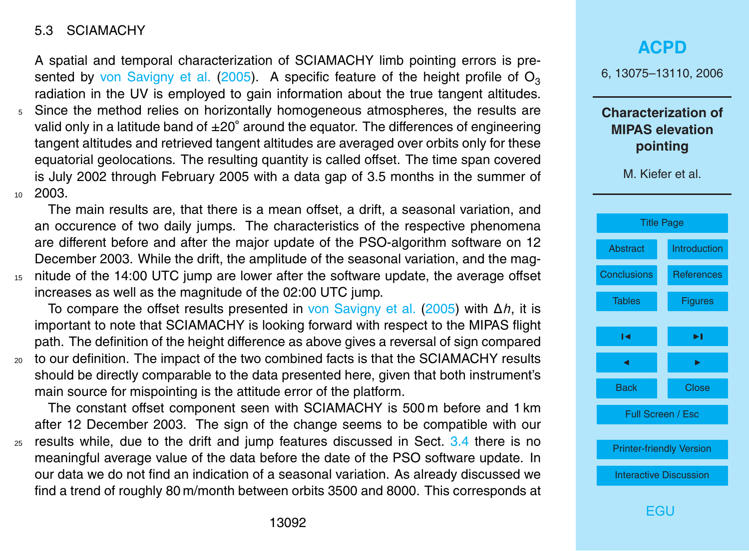### 5.3 SCIAMACHY

A spatial and temporal characterization of SCIAMACHY limb pointing errors is presented by von Savigny et al. (2005). A specific feature of the height profile of $O_3$ radiation in the UV is employed to gain information about the true tangent altitudes. Since the method relies on horizontally homogeneous atmospheres, the results are valid only in a latitude band of ±20° around the equator. The differences of engineering tangent altitudes and retrieved tangent altitudes are averaged over orbits only for these equatorial geolocations. The resulting quantity is called offset. The time span covered is July 2002 through February 2005 with a data gap of 3.5 months in the summer of 2003.

The main results are, that there is a mean offset, a drift, a seasonal variation, and an occurence of two daily jumps. The characteristics of the respective phenomena are different before and after the major update of the PSO-algorithm software on 12 December 2003. While the drift, the amplitude of the seasonal variation, and the magnitude of the 14:00 UTC jump are lower after the software update, the average offset increases as well as the magnitude of the 02:00 UTC jump.

To compare the offset results presented in von Savigny et al. (2005) with $\Delta h$, it is important to note that SCIAMACHY is looking forward with respect to the MIPAS flight path. The definition of the height difference as above gives a reversal of sign compared to our definition. The impact of the two combined facts is that the SCIAMACHY results should be directly comparable to the data presented here, given that both instrument's main source for mispointing is the attitude error of the platform.

The constant offset component seen with SCIAMACHY is 500 m before and 1 km after 12 December 2003. The sign of the change seems to be compatible with our results while, due to the drift and jump features discussed in Sect. 3.4 there is no meaningful average value of the data before the date of the PSO software update. In our data we do not find an indication of a seasonal variation. As already discussed we find a trend of roughly 80 m/month between orbits 3500 and 8000. This corresponds at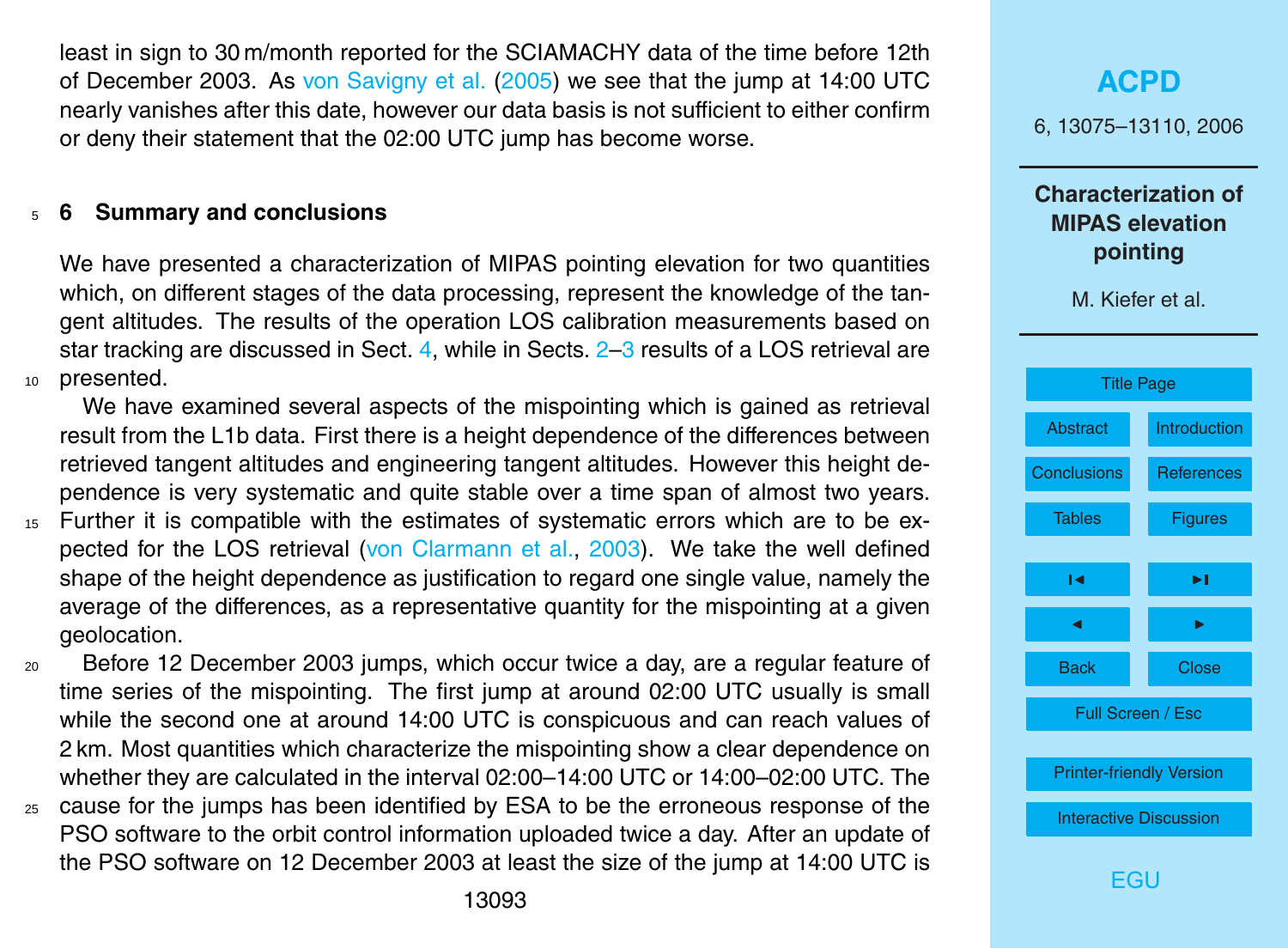least in sign to 30 m/month reported for the SCIAMACHY data of the time before 12th of December 2003. As von Savigny et al. (2005) we see that the jump at 14:00 UTC nearly vanishes after this date, however our data basis is not sufficient to either confirm or deny their statement that the 02:00 UTC jump has become worse.

## 6 Summary and conclusions

We have presented a characterization of MIPAS pointing elevation for two quantities which, on different stages of the data processing, represent the knowledge of the tangent altitudes. The results of the operation LOS calibration measurements based on star tracking are discussed in Sect. 4, while in Sects. 2–3 results of a LOS retrieval are presented.

We have examined several aspects of the mispointing which is gained as retrieval result from the L1b data. First there is a height dependence of the differences between retrieved tangent altitudes and engineering tangent altitudes. However this height dependence is very systematic and quite stable over a time span of almost two years. Further it is compatible with the estimates of systematic errors which are to be expected for the LOS retrieval (von Clarmann et al., 2003). We take the well defined shape of the height dependence as justification to regard one single value, namely the average of the differences, as a representative quantity for the mispointing at a given geolocation.

Before 12 December 2003 jumps, which occur twice a day, are a regular feature of time series of the mispointing. The first jump at around 02:00 UTC usually is small while the second one at around 14:00 UTC is conspicuous and can reach values of 2 km. Most quantities which characterize the mispointing show a clear dependence on whether they are calculated in the interval 02:00–14:00 UTC or 14:00–02:00 UTC. The cause for the jumps has been identified by ESA to be the erroneous response of the PSO software to the orbit control information uploaded twice a day. After an update of the PSO software on 12 December 2003 at least the size of the jump at 14:00 UTC is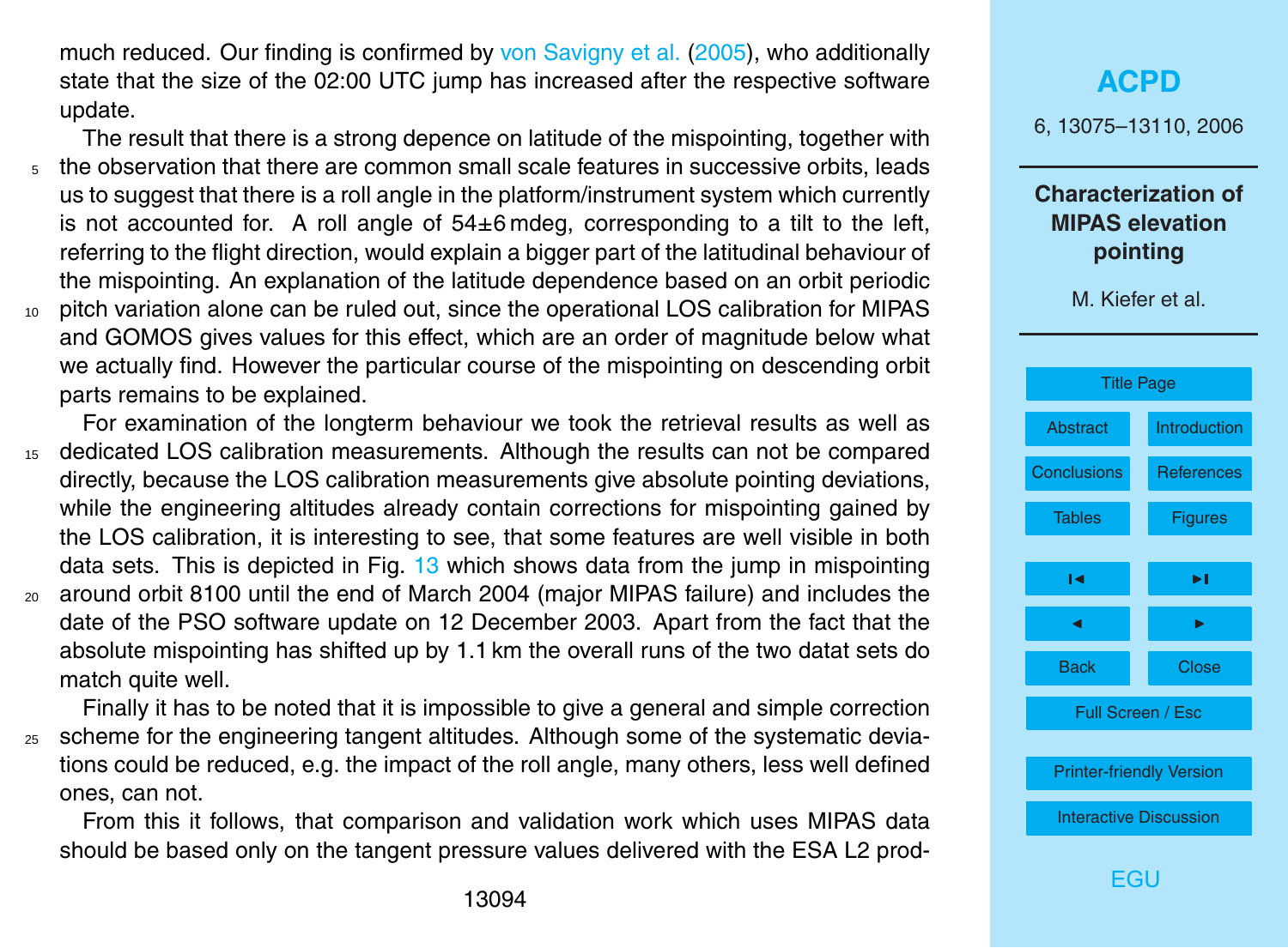much reduced. Our finding is confirmed by von Savigny et al. (2005), who additionally state that the size of the 02:00 UTC jump has increased after the respective software update.

The result that there is a strong depence on latitude of the mispointing, together with the observation that there are common small scale features in successive orbits, leads us to suggest that there is a roll angle in the platform/instrument system which currently is not accounted for. A roll angle of 54±6 mdeg, corresponding to a tilt to the left, referring to the flight direction, would explain a bigger part of the latitudinal behaviour of the mispointing. An explanation of the latitude dependence based on an orbit periodic pitch variation alone can be ruled out, since the operational LOS calibration for MIPAS and GOMOS gives values for this effect, which are an order of magnitude below what we actually find. However the particular course of the mispointing on descending orbit parts remains to be explained.

For examination of the longterm behaviour we took the retrieval results as well as dedicated LOS calibration measurements. Although the results can not be compared directly, because the LOS calibration measurements give absolute pointing deviations, while the engineering altitudes already contain corrections for mispointing gained by the LOS calibration, it is interesting to see, that some features are well visible in both data sets. This is depicted in Fig. 13 which shows data from the jump in mispointing around orbit 8100 until the end of March 2004 (major MIPAS failure) and includes the date of the PSO software update on 12 December 2003. Apart from the fact that the absolute mispointing has shifted up by 1.1 km the overall runs of the two datat sets do match quite well.

Finally it has to be noted that it is impossible to give a general and simple correction scheme for the engineering tangent altitudes. Although some of the systematic deviations could be reduced, e.g. the impact of the roll angle, many others, less well defined ones, can not.

From this it follows, that comparison and validation work which uses MIPAS data should be based only on the tangent pressure values delivered with the ESA L2 prod-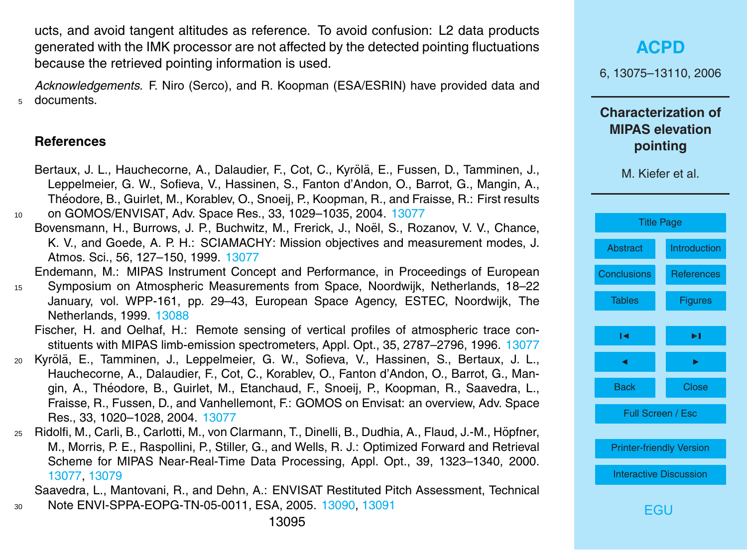ucts, and avoid tangent altitudes as reference. To avoid confusion: L2 data products generated with the IMK processor are not affected by the detected pointing fluctuations because the retrieved pointing information is used.

*Acknowledgements.* F. Niro (Serco), and R. Koopman (ESA/ESRIN) have provided data and documents.

## References

Bertaux, J. L., Hauchecorne, A., Dalaudier, F., Cot, C., Kyrölä, E., Fussen, D., Tamminen, J., Leppelmeier, G. W., Sofieva, V., Hassinen, S., Fanton d'Andon, O., Barrot, G., Mangin, A., Théodore, B., Guirlet, M., Korablev, O., Snoeij, P., Koopman, R., and Fraisse, R.: First results on GOMOS/ENVISAT, Adv. Space Res., 33, 1029–1035, 2004. 13077

Bovensmann, H., Burrows, J. P., Buchwitz, M., Frerick, J., Noël, S., Rozanov, V. V., Chance, K. V., and Goede, A. P. H.: SCIAMACHY: Mission objectives and measurement modes, J. Atmos. Sci., 56, 127–150, 1999. 13077

Endemann, M.: MIPAS Instrument Concept and Performance, in Proceedings of European Symposium on Atmospheric Measurements from Space, Noordwijk, Netherlands, 18–22 January, vol. WPP-161, pp. 29–43, European Space Agency, ESTEC, Noordwijk, The Netherlands, 1999. 13088

Fischer, H. and Oelhaf, H.: Remote sensing of vertical profiles of atmospheric trace constituents with MIPAS limb-emission spectrometers, Appl. Opt., 35, 2787–2796, 1996. 13077

Kyrölä, E., Tamminen, J., Leppelmeier, G. W., Sofieva, V., Hassinen, S., Bertaux, J. L., Hauchecorne, A., Dalaudier, F., Cot, C., Korablev, O., Fanton d'Andon, O., Barrot, G., Mangin, A., Théodore, B., Guirlet, M., Etanchaud, F., Snoeij, P., Koopman, R., Saavedra, L., Fraisse, R., Fussen, D., and Vanhellemont, F.: GOMOS on Envisat: an overview, Adv. Space Res., 33, 1020–1028, 2004. 13077

Ridolfi, M., Carli, B., Carlotti, M., von Clarmann, T., Dinelli, B., Dudhia, A., Flaud, J.-M., Höpfner, M., Morris, P. E., Raspollini, P., Stiller, G., and Wells, R. J.: Optimized Forward and Retrieval Scheme for MIPAS Near-Real-Time Data Processing, Appl. Opt., 39, 1323–1340, 2000. 13077, 13079

Saavedra, L., Mantovani, R., and Dehn, A.: ENVISAT Restituted Pitch Assessment, Technical Note ENVI-SPPA-EOPG-TN-05-0011, ESA, 2005. 13090, 13091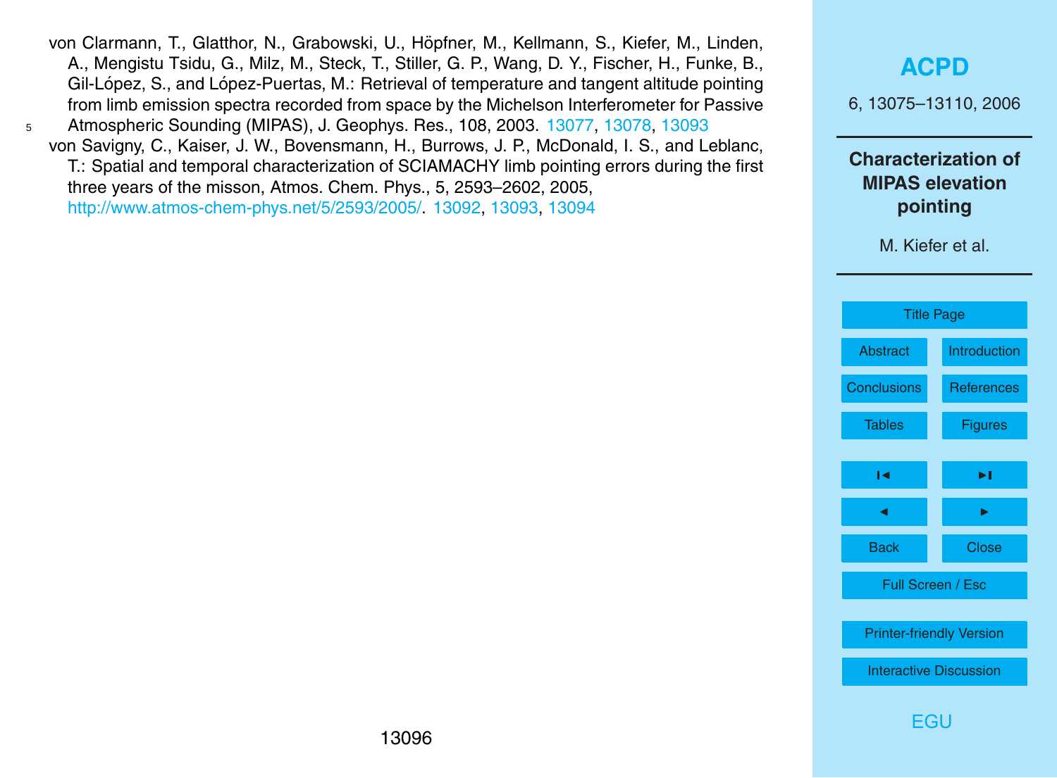von Clarmann, T., Glatthor, N., Grabowski, U., Höpfner, M., Kellmann, S., Kiefer, M., Linden, A., Mengistu Tsidu, G., Milz, M., Steck, T., Stiller, G. P., Wang, D. Y., Fischer, H., Funke, B., Gil-López, S., and López-Puertas, M.: Retrieval of temperature and tangent altitude pointing from limb emission spectra recorded from space by the Michelson Interferometer for Passive Atmospheric Sounding (MIPAS), J. Geophys. Res., 108, 2003. 13077, 13078, 13093

von Savigny, C., Kaiser, J. W., Bovensmann, H., Burrows, J. P., McDonald, I. S., and Leblanc, T.: Spatial and temporal characterization of SCIAMACHY limb pointing errors during the first three years of the misson, Atmos. Chem. Phys., 5, 2593–2602, 2005, http://www.atmos-chem-phys.net/5/2593/2005/. 13092, 13093, 13094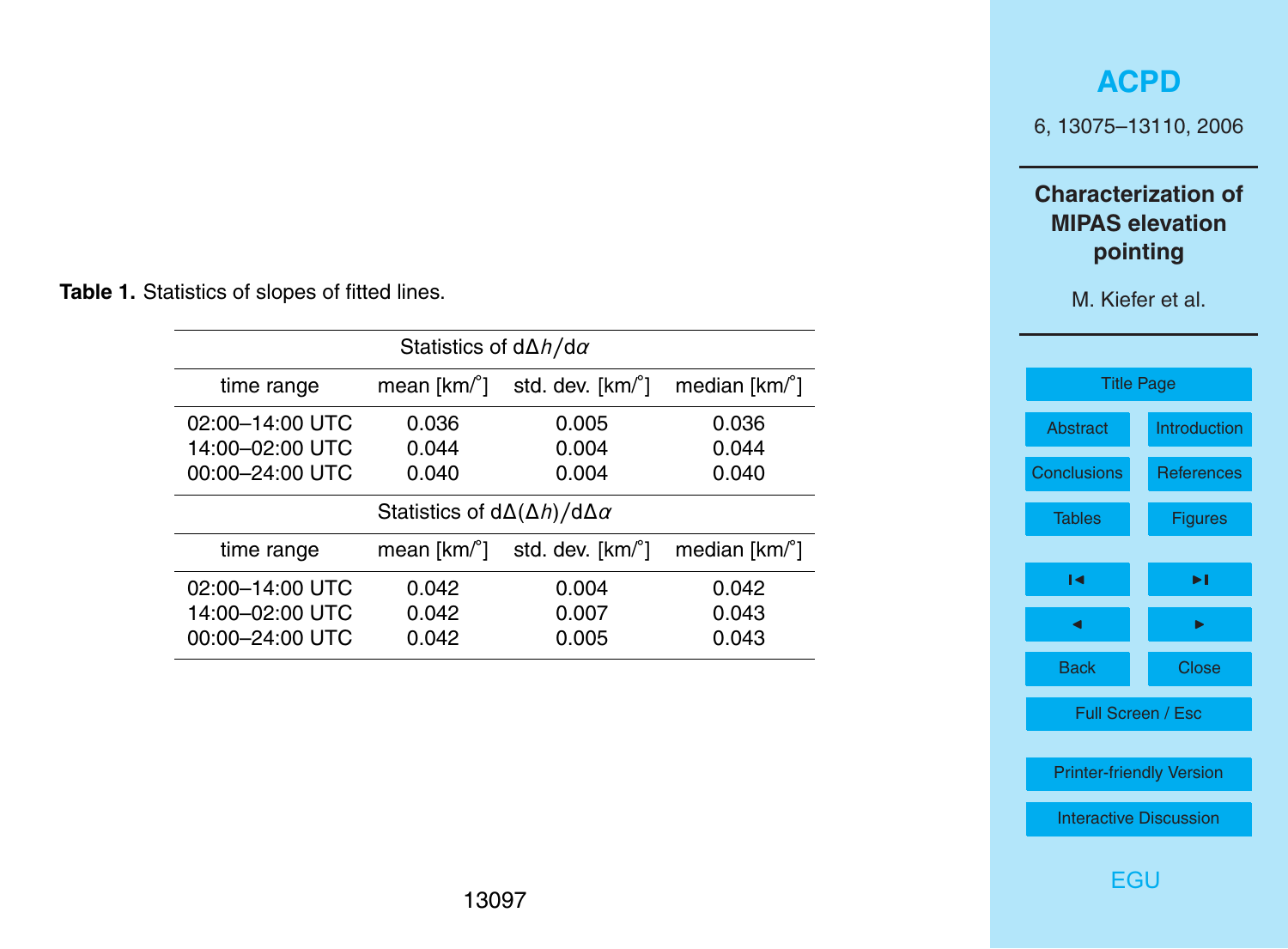**Table 1.** Statistics of slopes of fitted lines.

| Statistics of $d\Delta h/d\alpha$ | | | |
|---|---|---|---|
| time range | mean [km/°] | std. dev. [km/°] | median [km/°] |
| 02:00–14:00 UTC | 0.036 | 0.005 | 0.036 |
| 14:00–02:00 UTC | 0.044 | 0.004 | 0.044 |
| 00:00–24:00 UTC | 0.040 | 0.004 | 0.040 |
| Statistics of $d\Delta(\Delta h)/d\Delta\alpha$ | | | |
| time range | mean [km/°] | std. dev. [km/°] | median [km/°] |
| 02:00–14:00 UTC | 0.042 | 0.004 | 0.042 |
| 14:00–02:00 UTC | 0.042 | 0.007 | 0.043 |
| 00:00–24:00 UTC | 0.042 | 0.005 | 0.043 |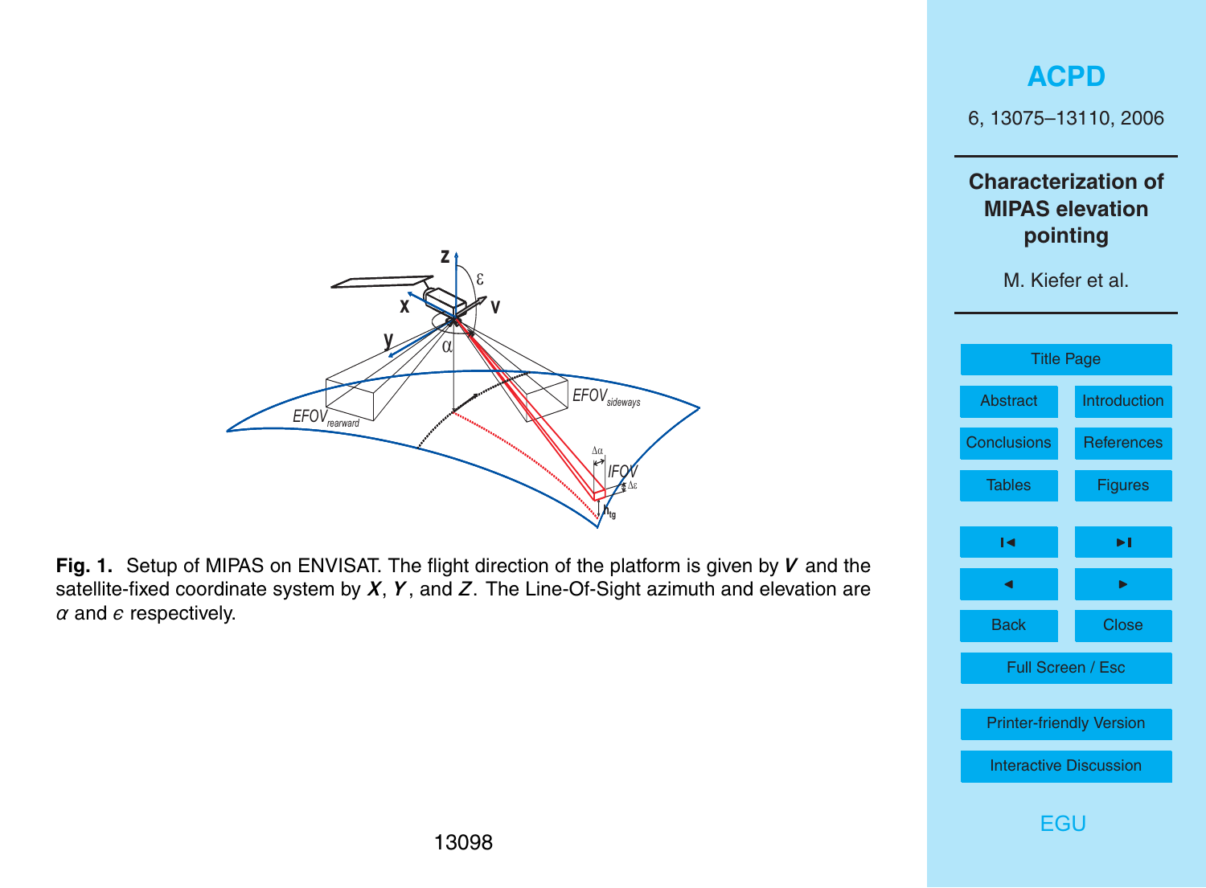**Fig. 1.** Setup of MIPAS on ENVISAT. The flight direction of the platform is given by ***V*** and the satellite-fixed coordinate system by ***X***, ***Y***, and ***Z***. The Line-Of-Sight azimuth and elevation are $\alpha$ and $\epsilon$ respectively.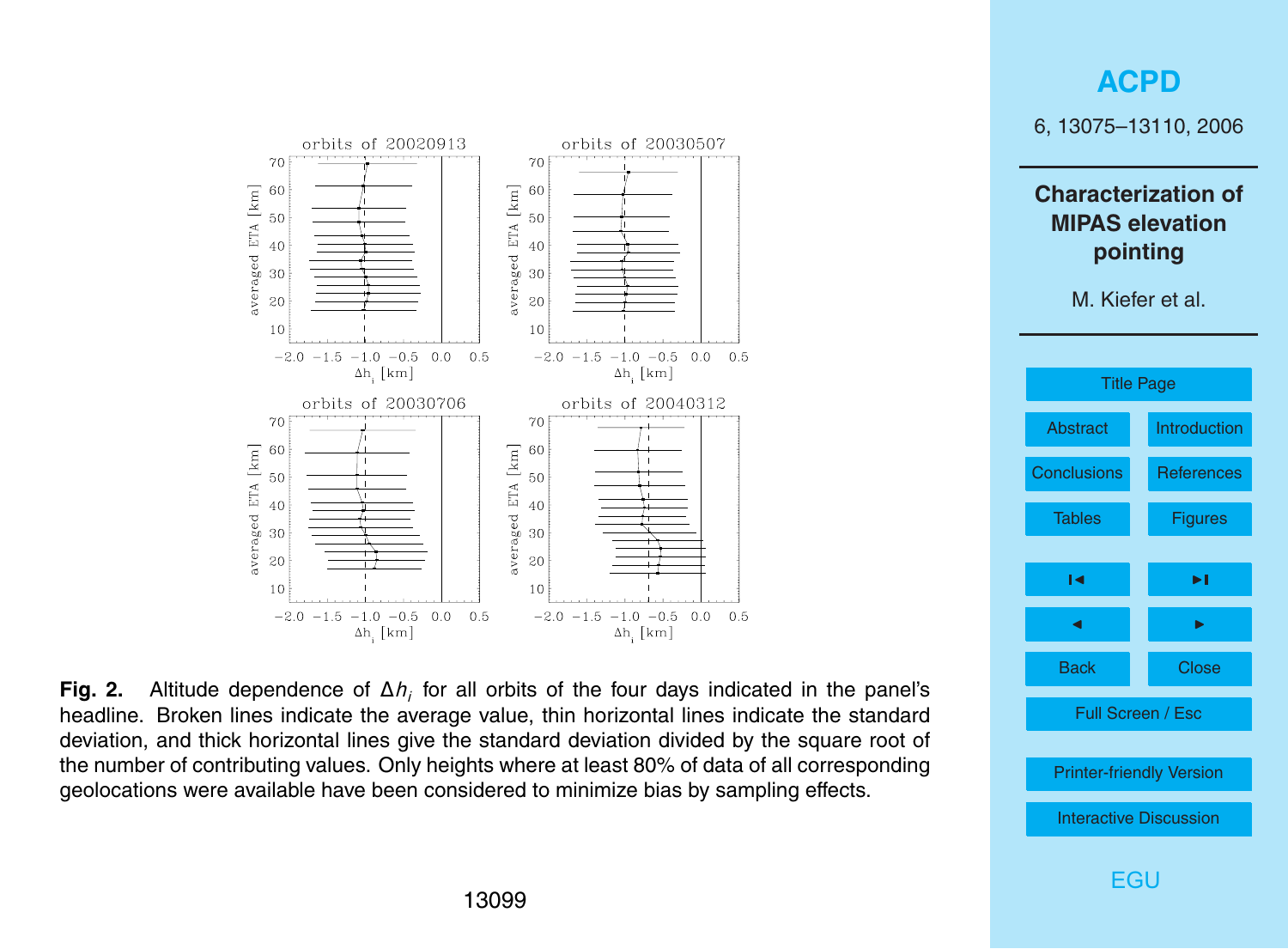**Fig. 2.** Altitude dependence of $\Delta h_i$ for all orbits of the four days indicated in the panel's headline. Broken lines indicate the average value, thin horizontal lines indicate the standard deviation, and thick horizontal lines give the standard deviation divided by the square root of the number of contributing values. Only heights where at least 80% of data of all corresponding geolocations were available have been considered to minimize bias by sampling effects.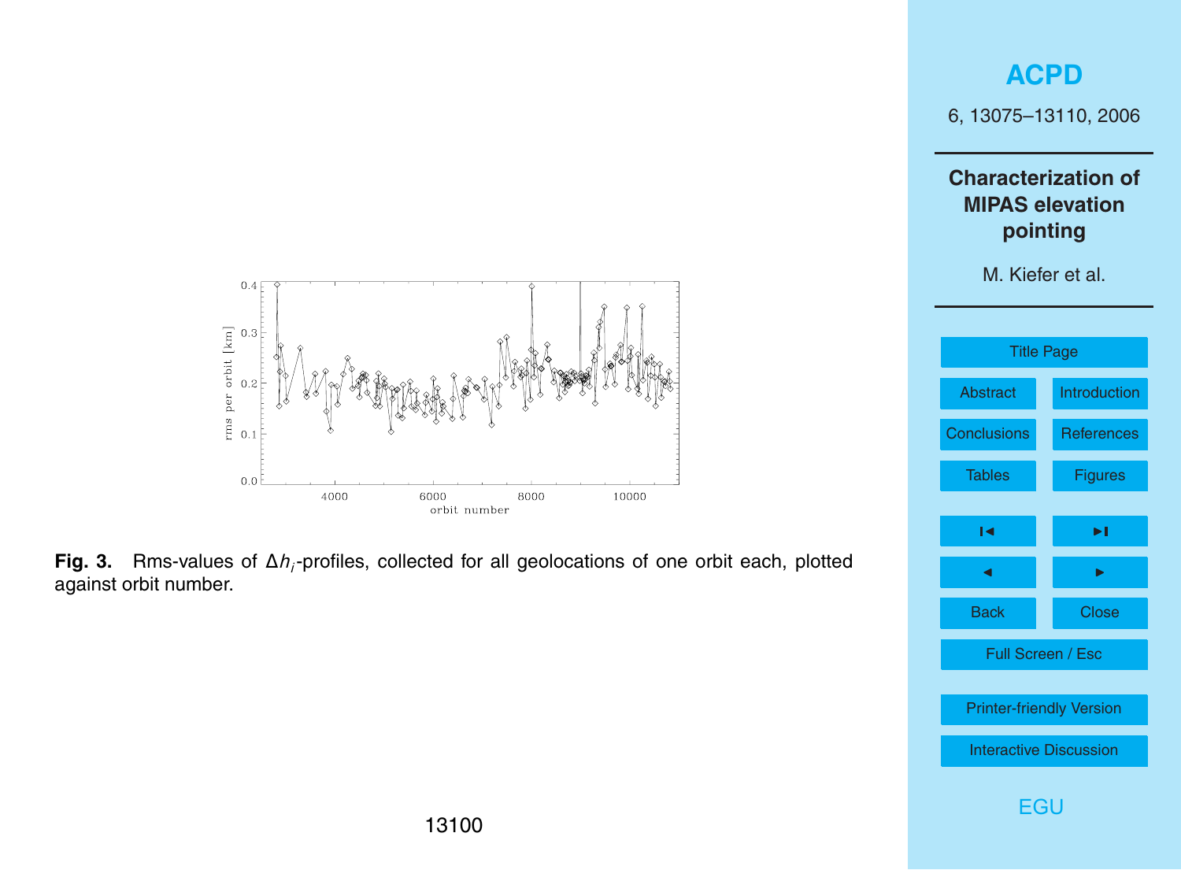**Fig. 3.** Rms-values of $\Delta h_i$-profiles, collected for all geolocations of one orbit each, plotted against orbit number.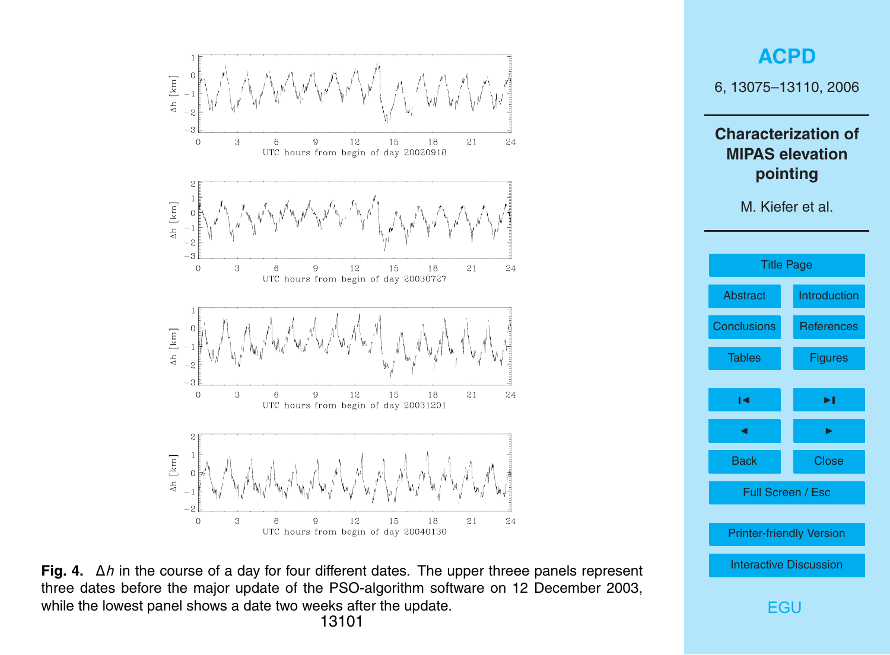**Fig. 4.** $\Delta h$ in the course of a day for four different dates. The upper threee panels represent three dates before the major update of the PSO-algorithm software on 12 December 2003, while the lowest panel shows a date two weeks after the update.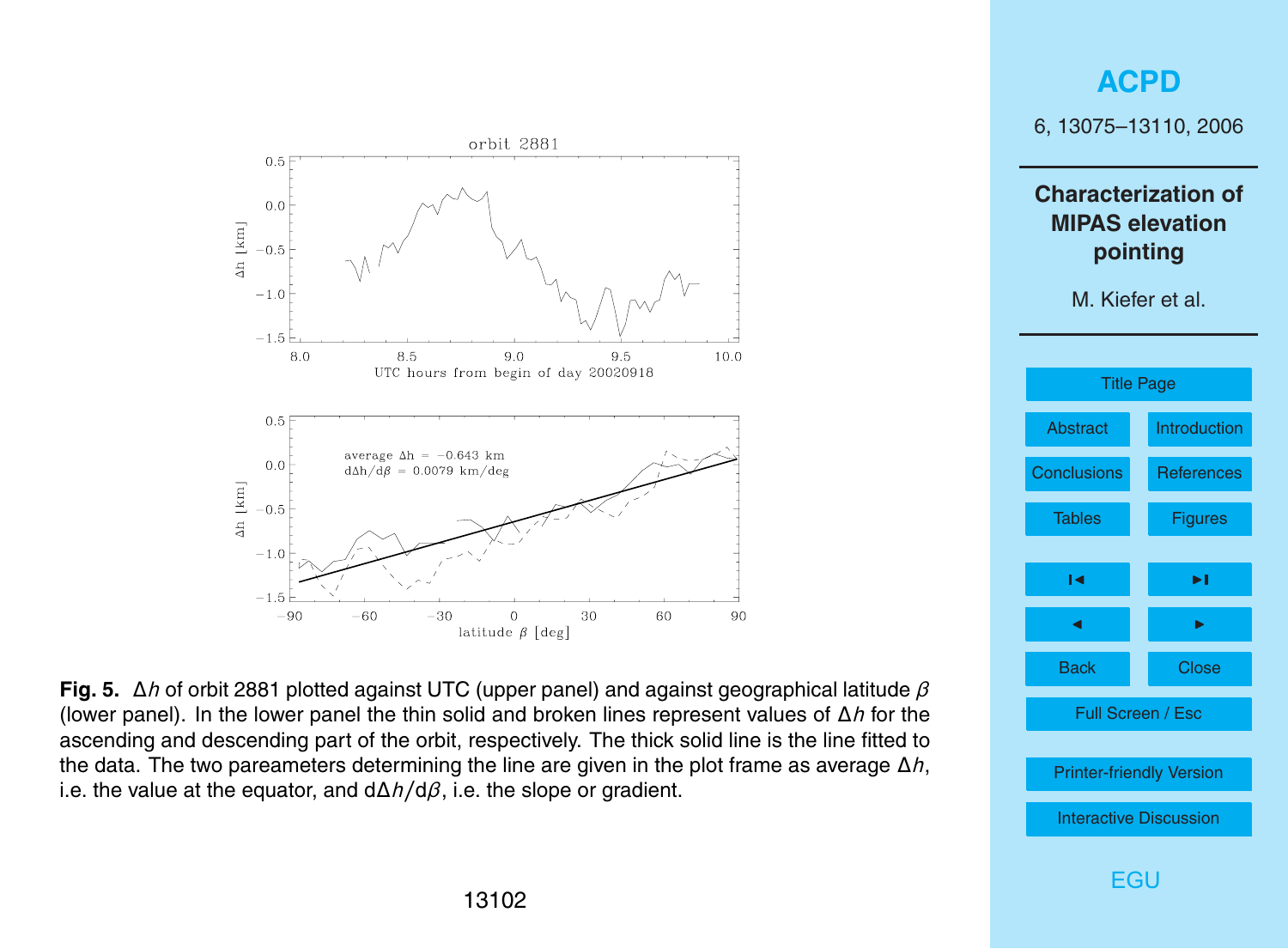**Fig. 5.** $\Delta h$ of orbit 2881 plotted against UTC (upper panel) and against geographical latitude $\beta$ (lower panel). In the lower panel the thin solid and broken lines represent values of $\Delta h$ for the ascending and descending part of the orbit, respectively. The thick solid line is the line fitted to the data. The two pareameters determining the line are given in the plot frame as average $\Delta h$, i.e. the value at the equator, and $d\Delta h/d\beta$, i.e. the slope or gradient.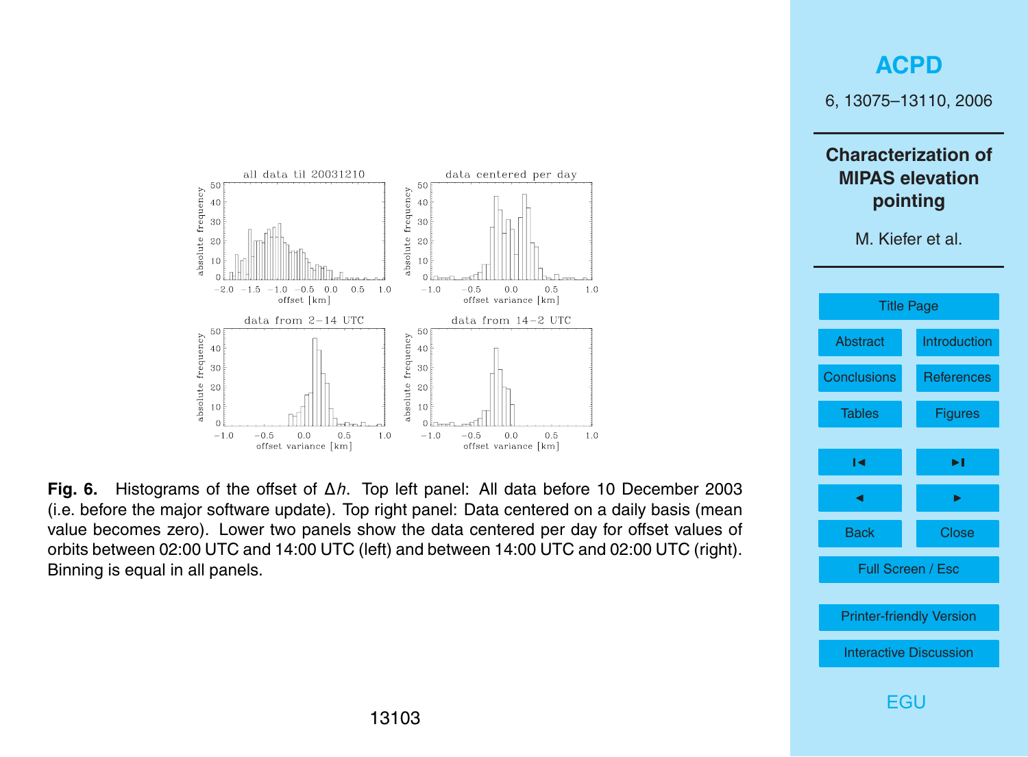**Fig. 6.** Histograms of the offset of $\Delta h$. Top left panel: All data before 10 December 2003 (i.e. before the major software update). Top right panel: Data centered on a daily basis (mean value becomes zero). Lower two panels show the data centered per day for offset values of orbits between 02:00 UTC and 14:00 UTC (left) and between 14:00 UTC and 02:00 UTC (right). Binning is equal in all panels.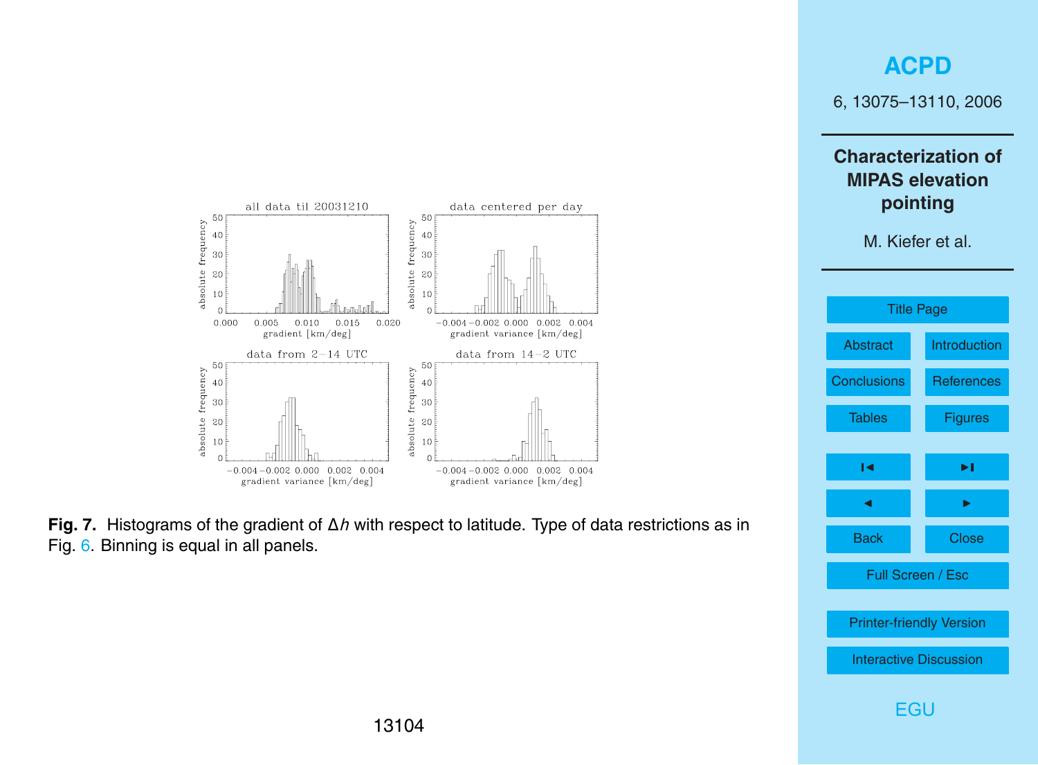**Fig. 7.** Histograms of the gradient of $\Delta h$ with respect to latitude. Type of data restrictions as in Fig. 6. Binning is equal in all panels.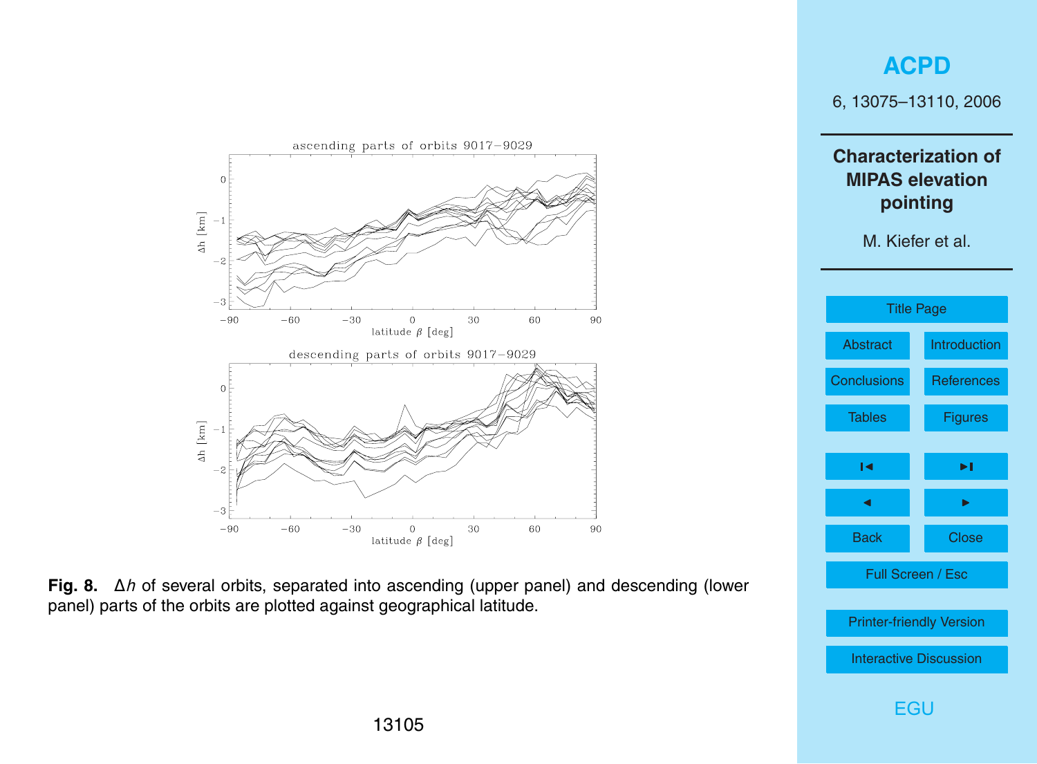**Fig. 8.** $\Delta h$ of several orbits, separated into ascending (upper panel) and descending (lower panel) parts of the orbits are plotted against geographical latitude.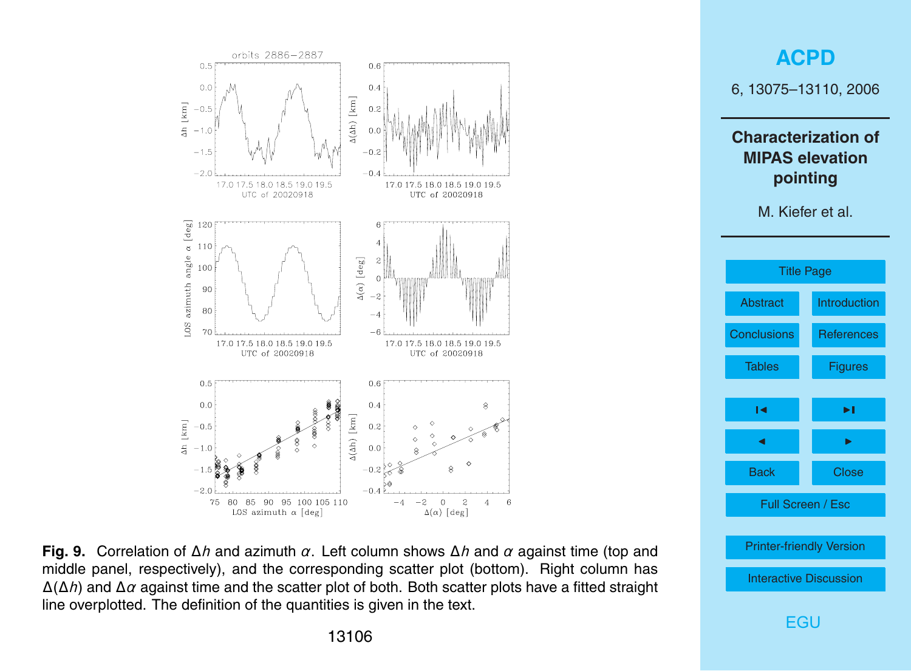**Fig. 9.** Correlation of $\Delta h$ and azimuth $\alpha$. Left column shows $\Delta h$ and $\alpha$ against time (top and middle panel, respectively), and the corresponding scatter plot (bottom). Right column has $\Delta(\Delta h)$ and $\Delta\alpha$ against time and the scatter plot of both. Both scatter plots have a fitted straight line overplotted. The definition of the quantities is given in the text.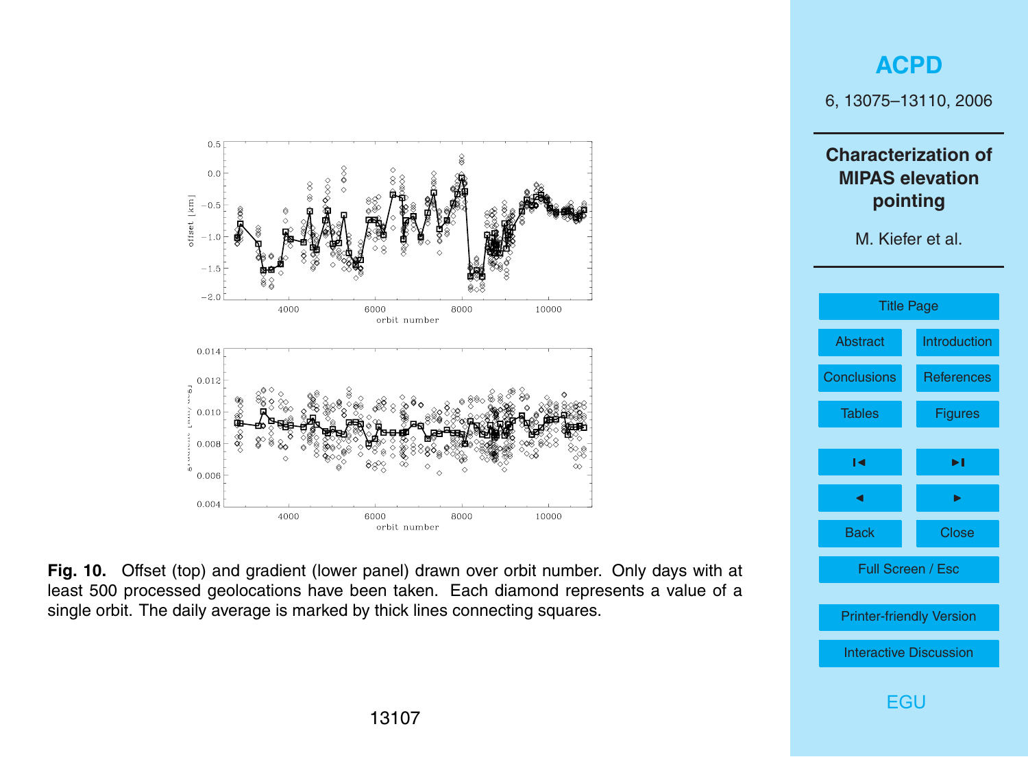**Fig. 10.** Offset (top) and gradient (lower panel) drawn over orbit number. Only days with at least 500 processed geolocations have been taken. Each diamond represents a value of a single orbit. The daily average is marked by thick lines connecting squares.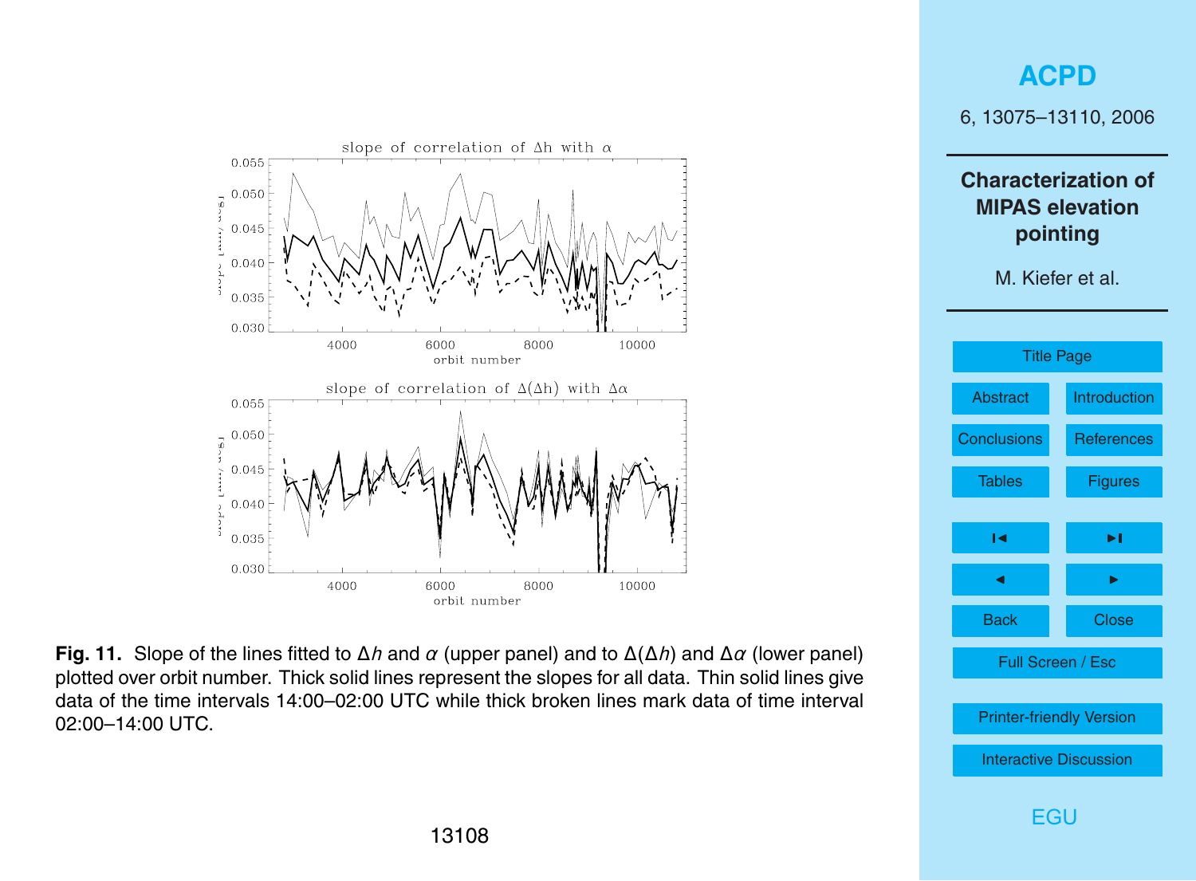**Fig. 11.** Slope of the lines fitted to $\Delta h$ and $\alpha$ (upper panel) and to $\Delta(\Delta h)$ and $\Delta\alpha$ (lower panel) plotted over orbit number. Thick solid lines represent the slopes for all data. Thin solid lines give data of the time intervals 14:00–02:00 UTC while thick broken lines mark data of time interval 02:00–14:00 UTC.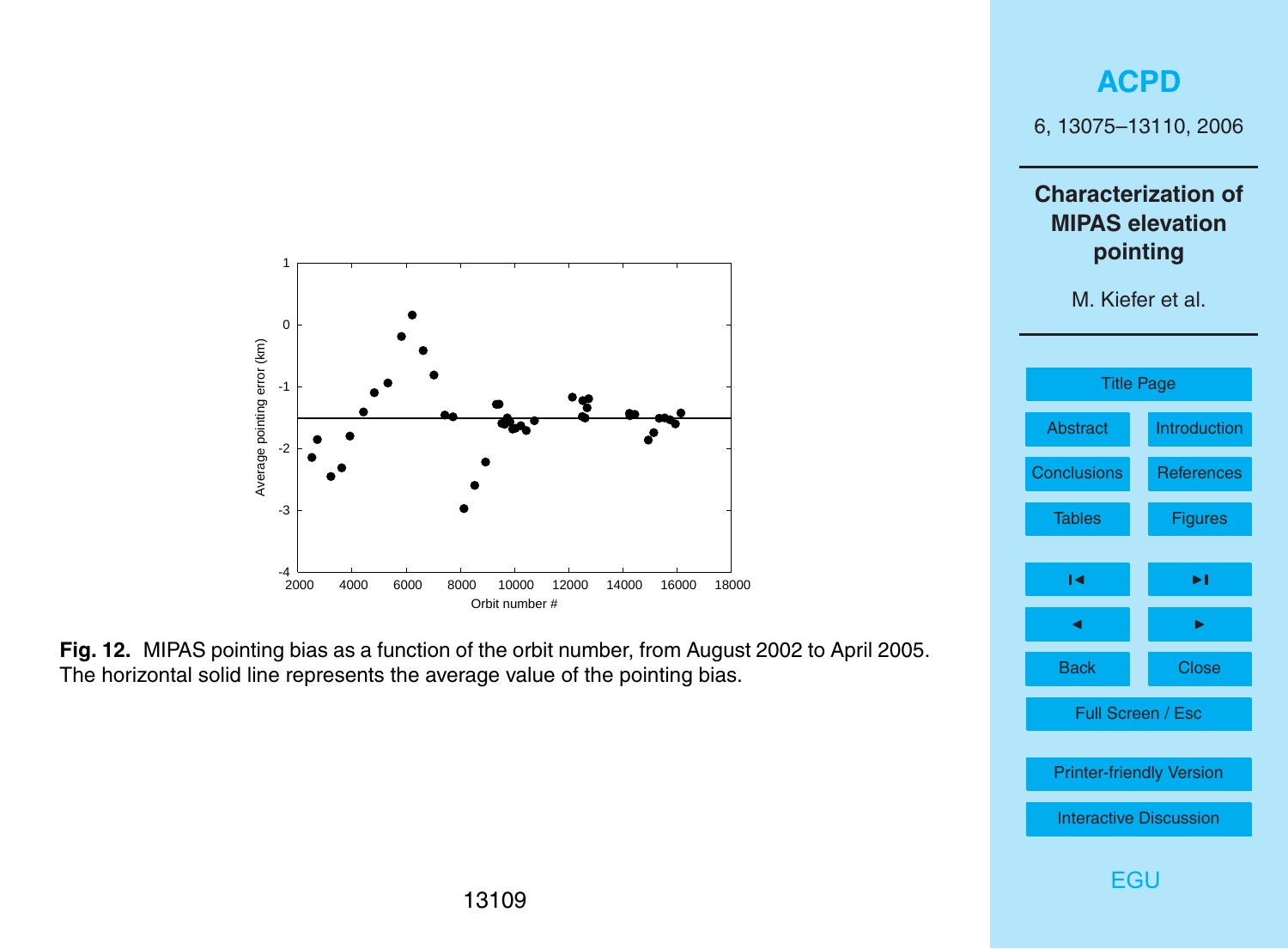**Fig. 12.** MIPAS pointing bias as a function of the orbit number, from August 2002 to April 2005. The horizontal solid line represents the average value of the pointing bias.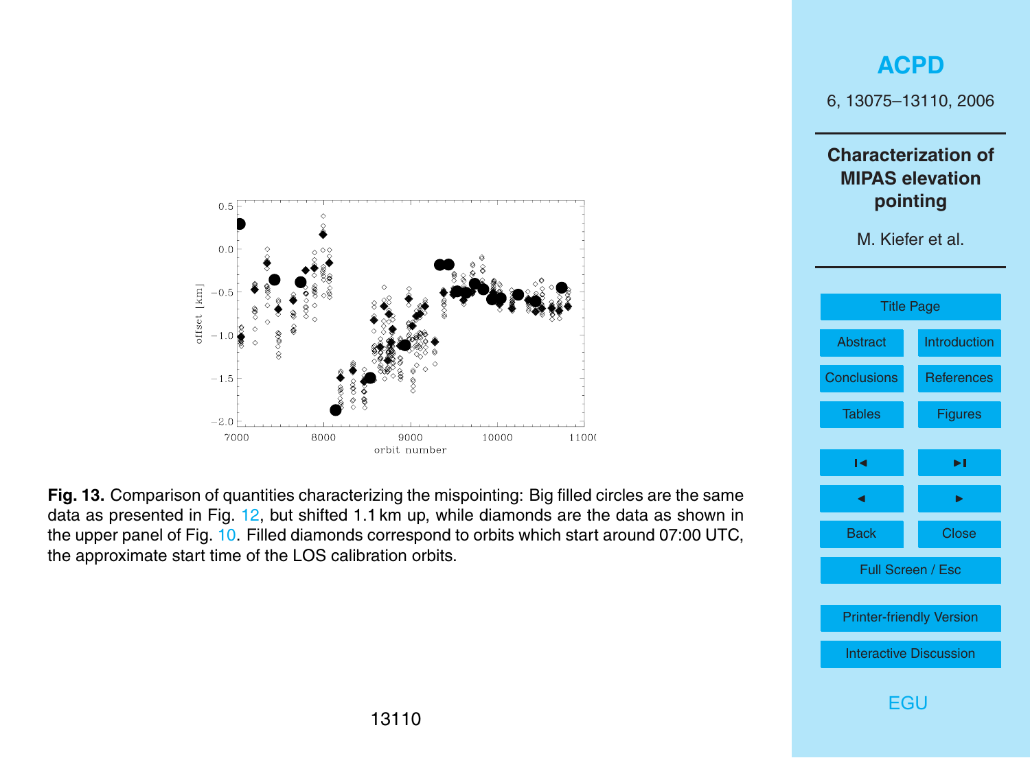0.5
0.0
−0.5
−1.0
−1.5
−2.0
offset [km]
7000
8000
9000
10000
11000
orbit number

**Fig. 13.** Comparison of quantities characterizing the mispointing: Big filled circles are the same data as presented in Fig. 12, but shifted 1.1 km up, while diamonds are the data as shown in the upper panel of Fig. 10. Filled diamonds correspond to orbits which start around 07:00 UTC, the approximate start time of the LOS calibration orbits.